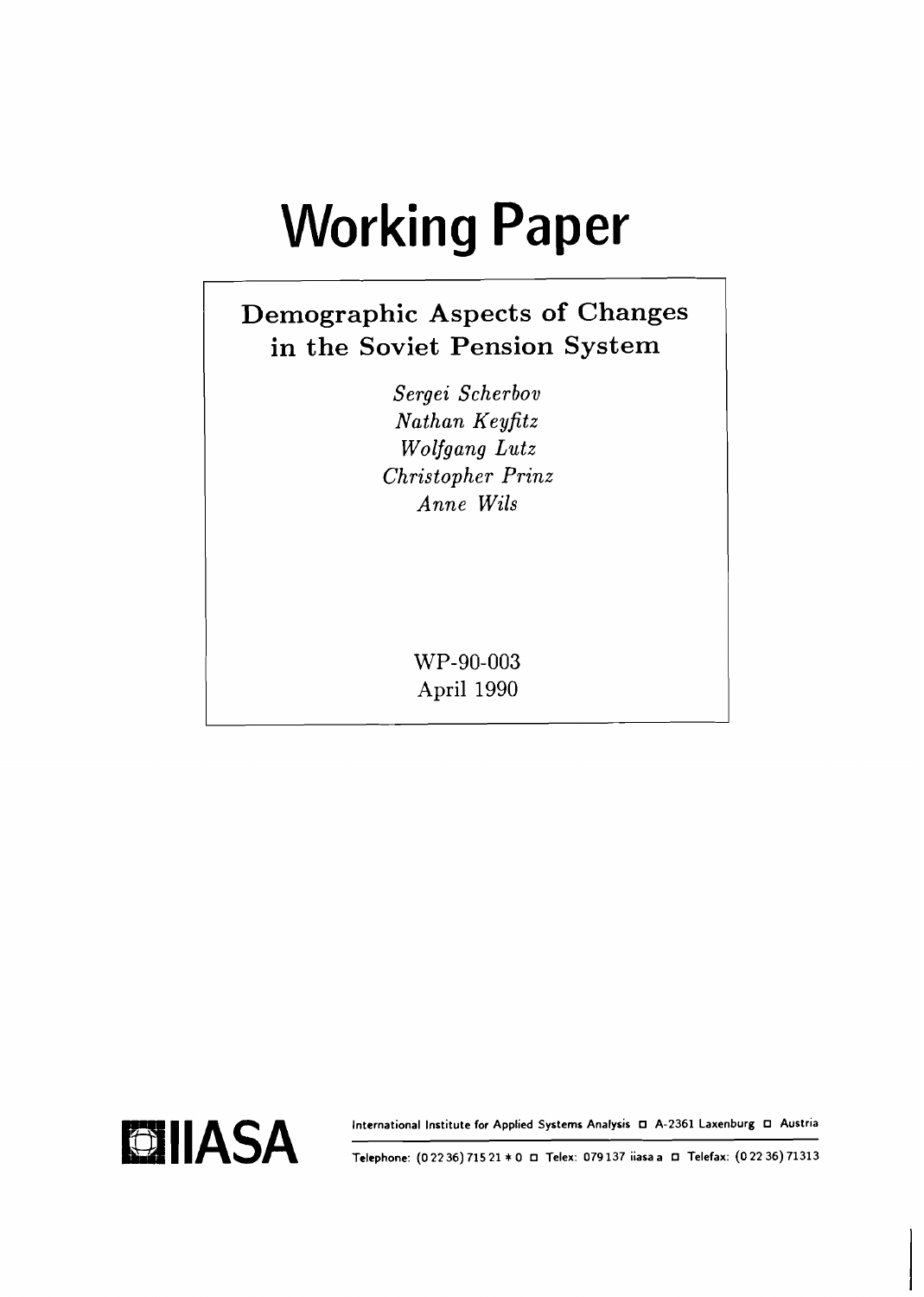# Working Paper

## Demographic Aspects of Changes in the Soviet Pension System

*Sergei Scherbov*
*Nathan Keyfitz*
*Wolfgang Lutz*
*Christopher Prinz*
*Anne Wils*

WP-90-003
April 1990

IIASA

International Institute for Applied Systems Analysis ☐ A-2361 Laxenburg ☐ Austria

Telephone: (0 22 36) 715 21 * 0 ☐ Telex: 079 137 iiasa a ☐ Telefax: (0 22 36) 71313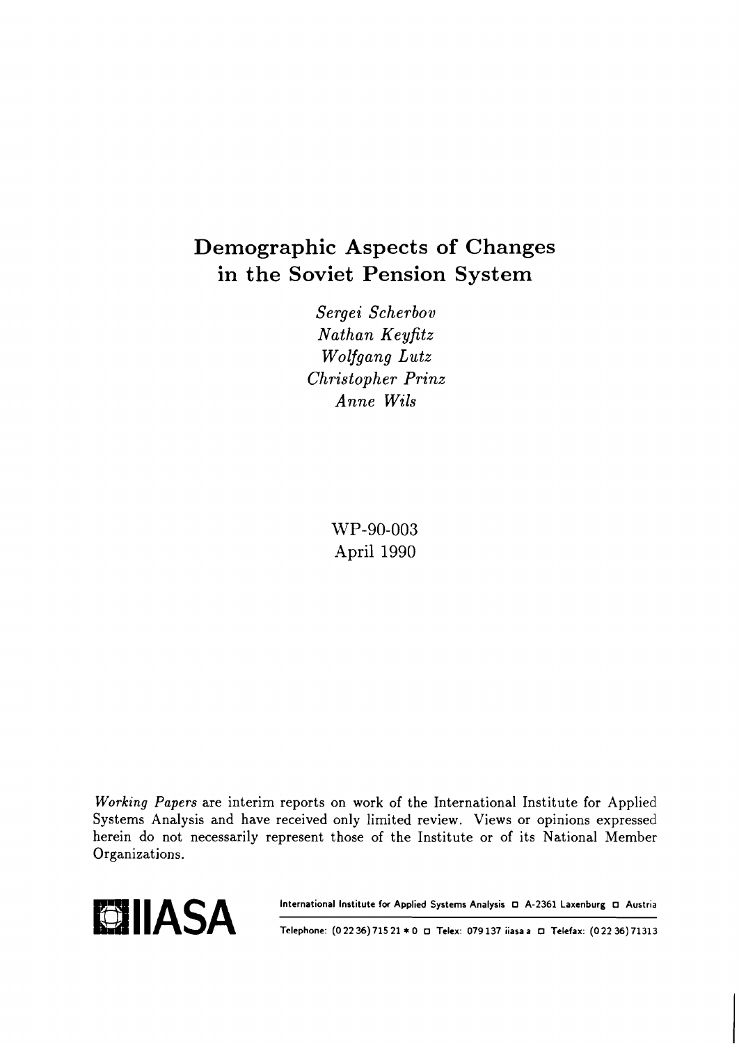# Demographic Aspects of Changes in the Soviet Pension System

*Sergei Scherbov*
*Nathan Keyfitz*
*Wolfgang Lutz*
*Christopher Prinz*
*Anne Wils*

WP-90-003
April 1990

*Working Papers* are interim reports on work of the International Institute for Applied Systems Analysis and have received only limited review. Views or opinions expressed herein do not necessarily represent those of the Institute or of its National Member Organizations.

**IIASA** International Institute for Applied Systems Analysis □ A-2361 Laxenburg □ Austria

Telephone: (0 22 36) 715 21 * 0 □ Telex: 079 137 iiasa a □ Telefax: (0 22 36) 71313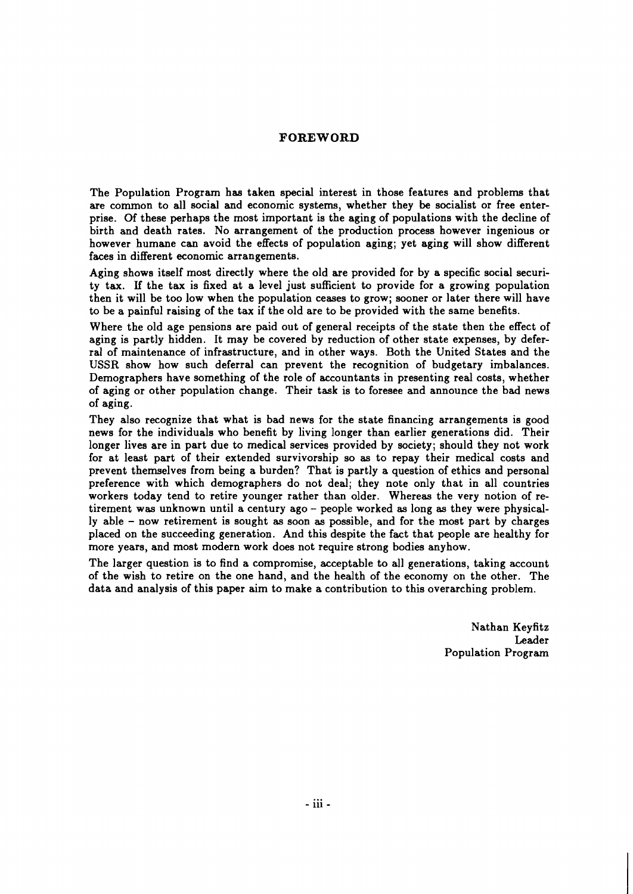# FOREWORD

The Population Program has taken special interest in those features and problems that are common to all social and economic systems, whether they be socialist or free enterprise. Of these perhaps the most important is the aging of populations with the decline of birth and death rates. No arrangement of the production process however ingenious or however humane can avoid the effects of population aging; yet aging will show different faces in different economic arrangements.

Aging shows itself most directly where the old are provided for by a specific social security tax. If the tax is fixed at a level just sufficient to provide for a growing population then it will be too low when the population ceases to grow; sooner or later there will have to be a painful raising of the tax if the old are to be provided with the same benefits.

Where the old age pensions are paid out of general receipts of the state then the effect of aging is partly hidden. It may be covered by reduction of other state expenses, by deferral of maintenance of infrastructure, and in other ways. Both the United States and the USSR show how such deferral can prevent the recognition of budgetary imbalances. Demographers have something of the role of accountants in presenting real costs, whether of aging or other population change. Their task is to foresee and announce the bad news of aging.

They also recognize that what is bad news for the state financing arrangements is good news for the individuals who benefit by living longer than earlier generations did. Their longer lives are in part due to medical services provided by society; should they not work for at least part of their extended survivorship so as to repay their medical costs and prevent themselves from being a burden? That is partly a question of ethics and personal preference with which demographers do not deal; they note only that in all countries workers today tend to retire younger rather than older. Whereas the very notion of retirement was unknown until a century ago – people worked as long as they were physically able – now retirement is sought as soon as possible, and for the most part by charges placed on the succeeding generation. And this despite the fact that people are healthy for more years, and most modern work does not require strong bodies anyhow.

The larger question is to find a compromise, acceptable to all generations, taking account of the wish to retire on the one hand, and the health of the economy on the other. The data and analysis of this paper aim to make a contribution to this overarching problem.

Nathan Keyfitz  
Leader  
Population Program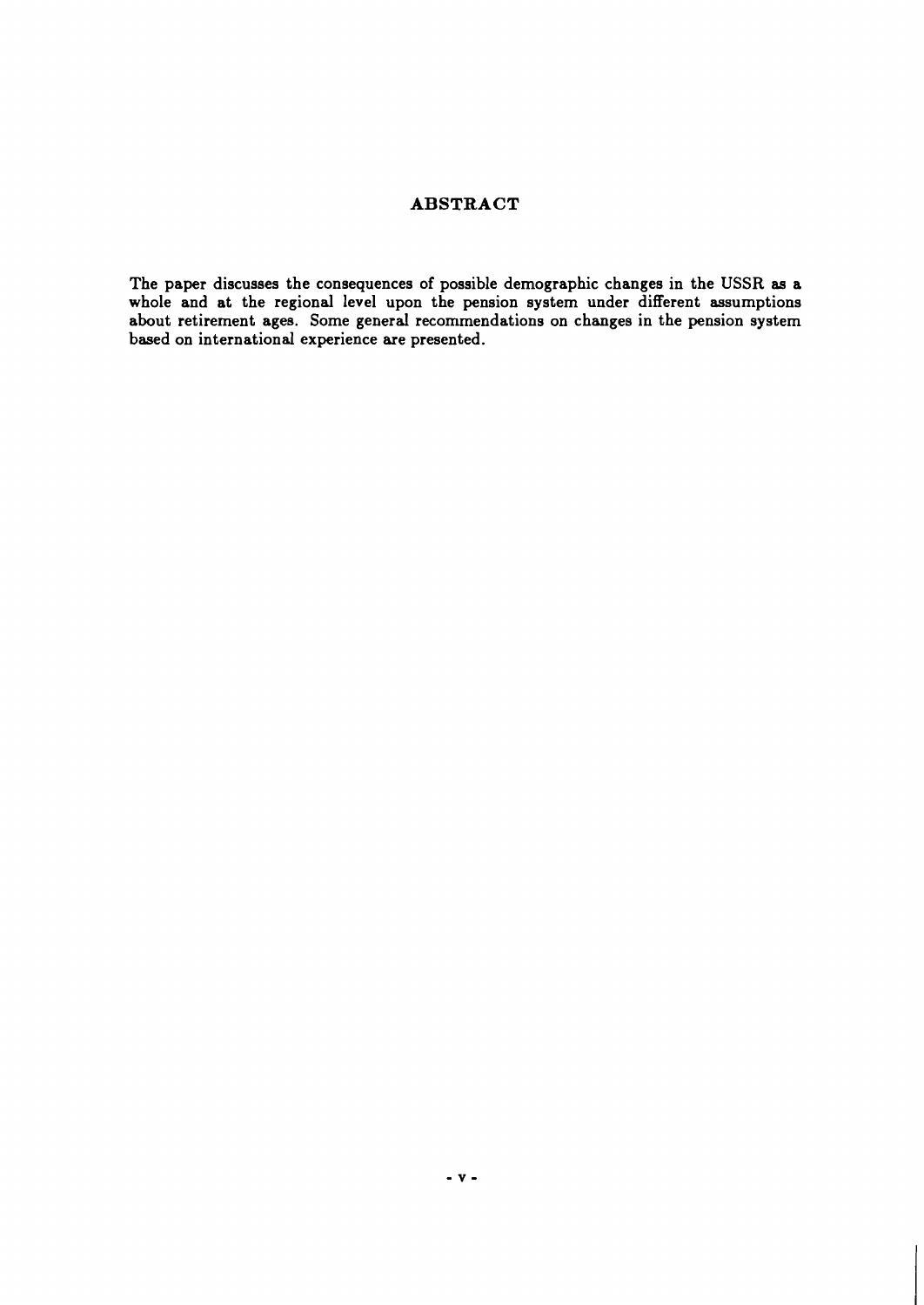## ABSTRACT

The paper discusses the consequences of possible demographic changes in the USSR as a whole and at the regional level upon the pension system under different assumptions about retirement ages. Some general recommendations on changes in the pension system based on international experience are presented.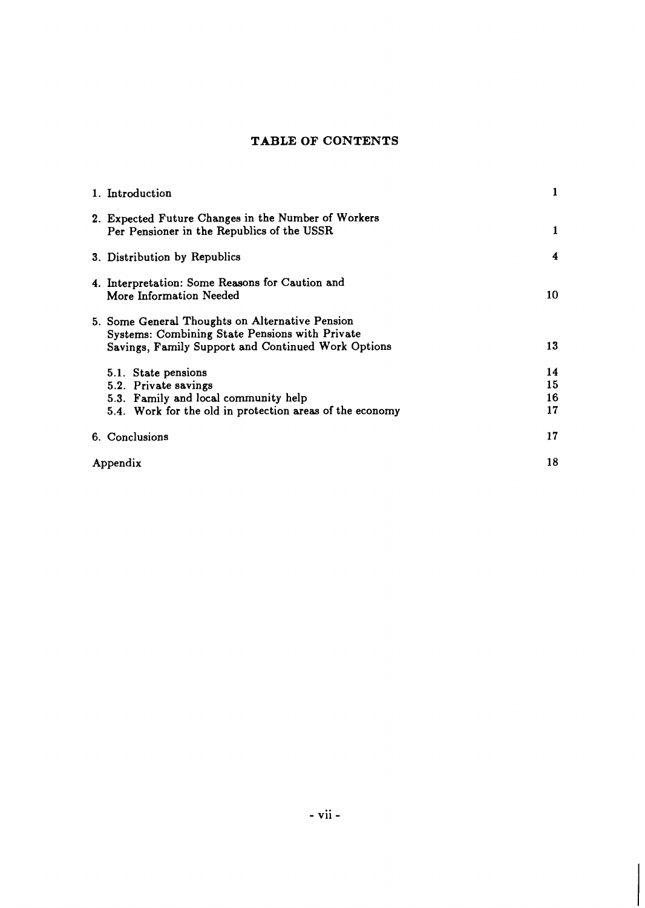# TABLE OF CONTENTS

| | |
|---|---|
| 1. Introduction | 1 |
| 2. Expected Future Changes in the Number of Workers Per Pensioner in the Republics of the USSR | 1 |
| 3. Distribution by Republics | 4 |
| 4. Interpretation: Some Reasons for Caution and More Information Needed | 10 |
| 5. Some General Thoughts on Alternative Pension Systems: Combining State Pensions with Private Savings, Family Support and Continued Work Options | 13 |
| 5.1. State pensions | 14 |
| 5.2. Private savings | 15 |
| 5.3. Family and local community help | 16 |
| 5.4. Work for the old in protection areas of the economy | 17 |
| 6. Conclusions | 17 |
| Appendix | 18 |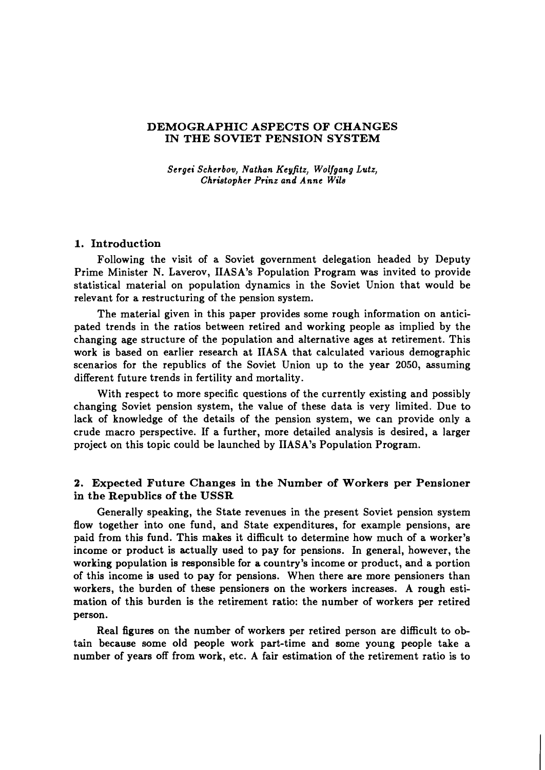# DEMOGRAPHIC ASPECTS OF CHANGES IN THE SOVIET PENSION SYSTEM

*Sergei Scherbov, Nathan Keyfitz, Wolfgang Lutz, Christopher Prinz and Anne Wils*

## 1. Introduction

Following the visit of a Soviet government delegation headed by Deputy Prime Minister N. Laverov, IIASA's Population Program was invited to provide statistical material on population dynamics in the Soviet Union that would be relevant for a restructuring of the pension system.

The material given in this paper provides some rough information on anticipated trends in the ratios between retired and working people as implied by the changing age structure of the population and alternative ages at retirement. This work is based on earlier research at IIASA that calculated various demographic scenarios for the republics of the Soviet Union up to the year 2050, assuming different future trends in fertility and mortality.

With respect to more specific questions of the currently existing and possibly changing Soviet pension system, the value of these data is very limited. Due to lack of knowledge of the details of the pension system, we can provide only a crude macro perspective. If a further, more detailed analysis is desired, a larger project on this topic could be launched by IIASA's Population Program.

## 2. Expected Future Changes in the Number of Workers per Pensioner in the Republics of the USSR

Generally speaking, the State revenues in the present Soviet pension system flow together into one fund, and State expenditures, for example pensions, are paid from this fund. This makes it difficult to determine how much of a worker's income or product is actually used to pay for pensions. In general, however, the working population is responsible for a country's income or product, and a portion of this income is used to pay for pensions. When there are more pensioners than workers, the burden of these pensioners on the workers increases. A rough estimation of this burden is the retirement ratio: the number of workers per retired person.

Real figures on the number of workers per retired person are difficult to obtain because some old people work part-time and some young people take a number of years off from work, etc. A fair estimation of the retirement ratio is to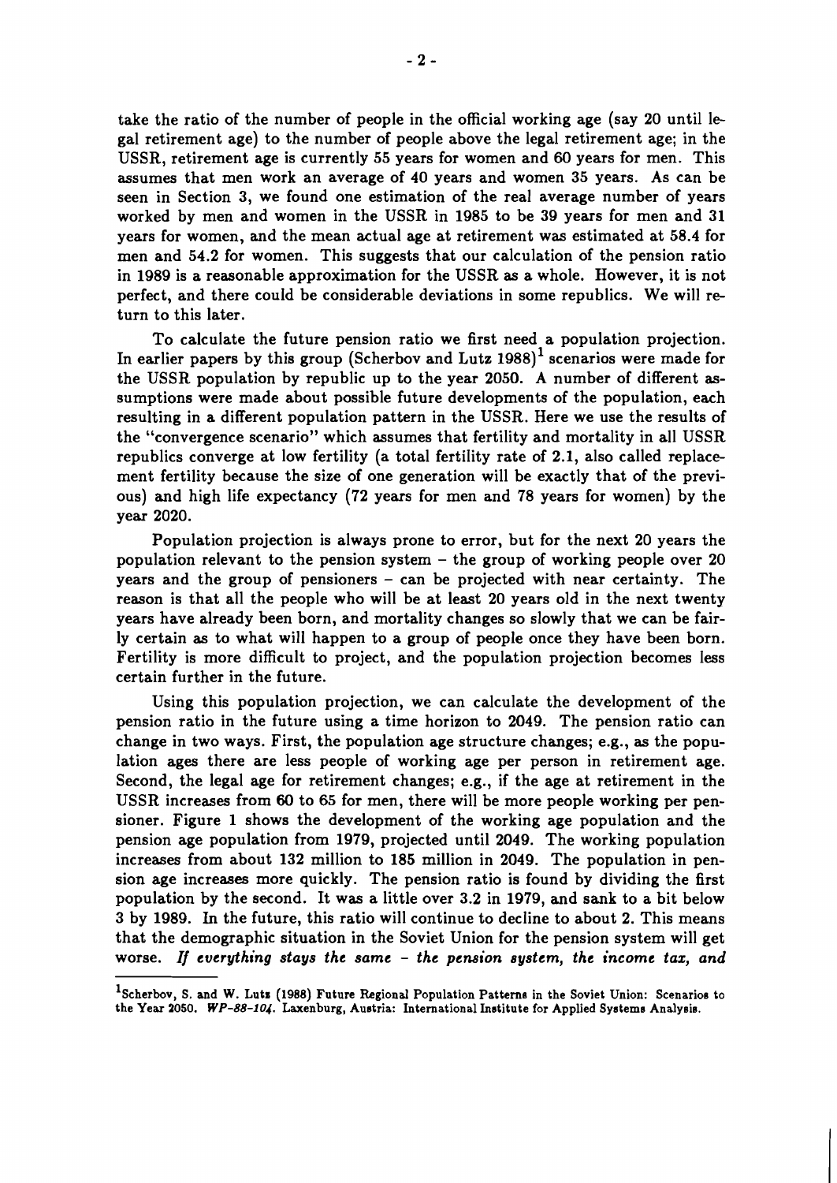take the ratio of the number of people in the official working age (say 20 until legal retirement age) to the number of people above the legal retirement age; in the USSR, retirement age is currently 55 years for women and 60 years for men. This assumes that men work an average of 40 years and women 35 years. As can be seen in Section 3, we found one estimation of the real average number of years worked by men and women in the USSR in 1985 to be 39 years for men and 31 years for women, and the mean actual age at retirement was estimated at 58.4 for men and 54.2 for women. This suggests that our calculation of the pension ratio in 1989 is a reasonable approximation for the USSR as a whole. However, it is not perfect, and there could be considerable deviations in some republics. We will return to this later.

To calculate the future pension ratio we first need a population projection. In earlier papers by this group (Scherbov and Lutz 1988)[1] scenarios were made for the USSR population by republic up to the year 2050. A number of different assumptions were made about possible future developments of the population, each resulting in a different population pattern in the USSR. Here we use the results of the "convergence scenario" which assumes that fertility and mortality in all USSR republics converge at low fertility (a total fertility rate of 2.1, also called replacement fertility because the size of one generation will be exactly that of the previous) and high life expectancy (72 years for men and 78 years for women) by the year 2020.

Population projection is always prone to error, but for the next 20 years the population relevant to the pension system – the group of working people over 20 years and the group of pensioners – can be projected with near certainty. The reason is that all the people who will be at least 20 years old in the next twenty years have already been born, and mortality changes so slowly that we can be fairly certain as to what will happen to a group of people once they have been born. Fertility is more difficult to project, and the population projection becomes less certain further in the future.

Using this population projection, we can calculate the development of the pension ratio in the future using a time horizon to 2049. The pension ratio can change in two ways. First, the population age structure changes; e.g., as the population ages there are less people of working age per person in retirement age. Second, the legal age for retirement changes; e.g., if the age at retirement in the USSR increases from 60 to 65 for men, there will be more people working per pensioner. Figure 1 shows the development of the working age population and the pension age population from 1979, projected until 2049. The working population increases from about 132 million to 185 million in 2049. The population in pension age increases more quickly. The pension ratio is found by dividing the first population by the second. It was a little over 3.2 in 1979, and sank to a bit below 3 by 1989. In the future, this ratio will continue to decline to about 2. This means that the demographic situation in the Soviet Union for the pension system will get worse. *If everything stays the same – the pension system, the income tax, and*

---

[1] Scherbov, S. and W. Lutz (1988) Future Regional Population Patterns in the Soviet Union: Scenarios to the Year 2050. *WP-88-104*. Laxenburg, Austria: International Institute for Applied Systems Analysis.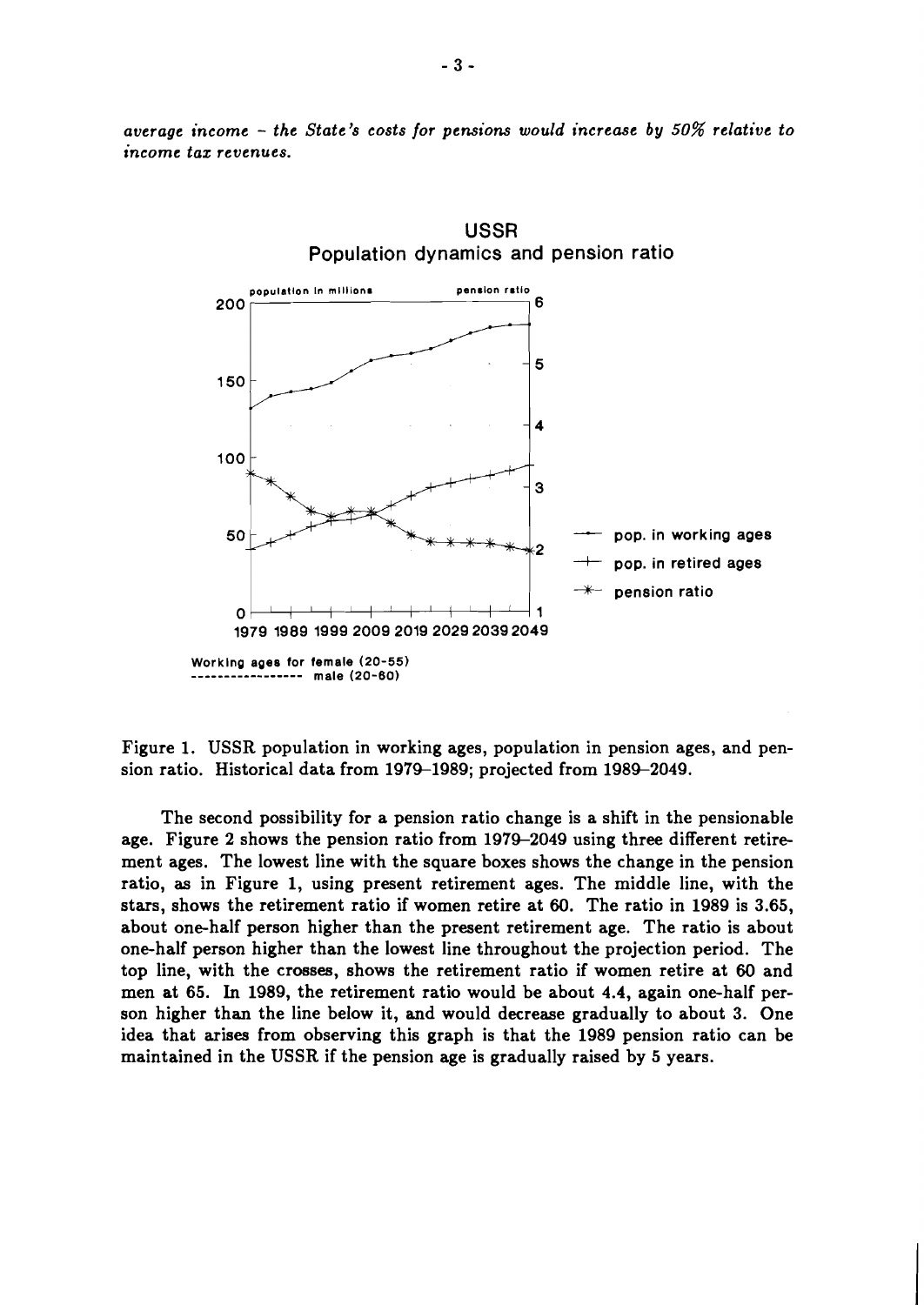*average income – the State's costs for pensions would increase by 50% relative to income tax revenues.*

Figure 1. USSR population in working ages, population in pension ages, and pension ratio. Historical data from 1979–1989; projected from 1989–2049.

The second possibility for a pension ratio change is a shift in the pensionable age. Figure 2 shows the pension ratio from 1979–2049 using three different retirement ages. The lowest line with the square boxes shows the change in the pension ratio, as in Figure 1, using present retirement ages. The middle line, with the stars, shows the retirement ratio if women retire at 60. The ratio in 1989 is 3.65, about one-half person higher than the present retirement age. The ratio is about one-half person higher than the lowest line throughout the projection period. The top line, with the crosses, shows the retirement ratio if women retire at 60 and men at 65. In 1989, the retirement ratio would be about 4.4, again one-half person higher than the line below it, and would decrease gradually to about 3. One idea that arises from observing this graph is that the 1989 pension ratio can be maintained in the USSR if the pension age is gradually raised by 5 years.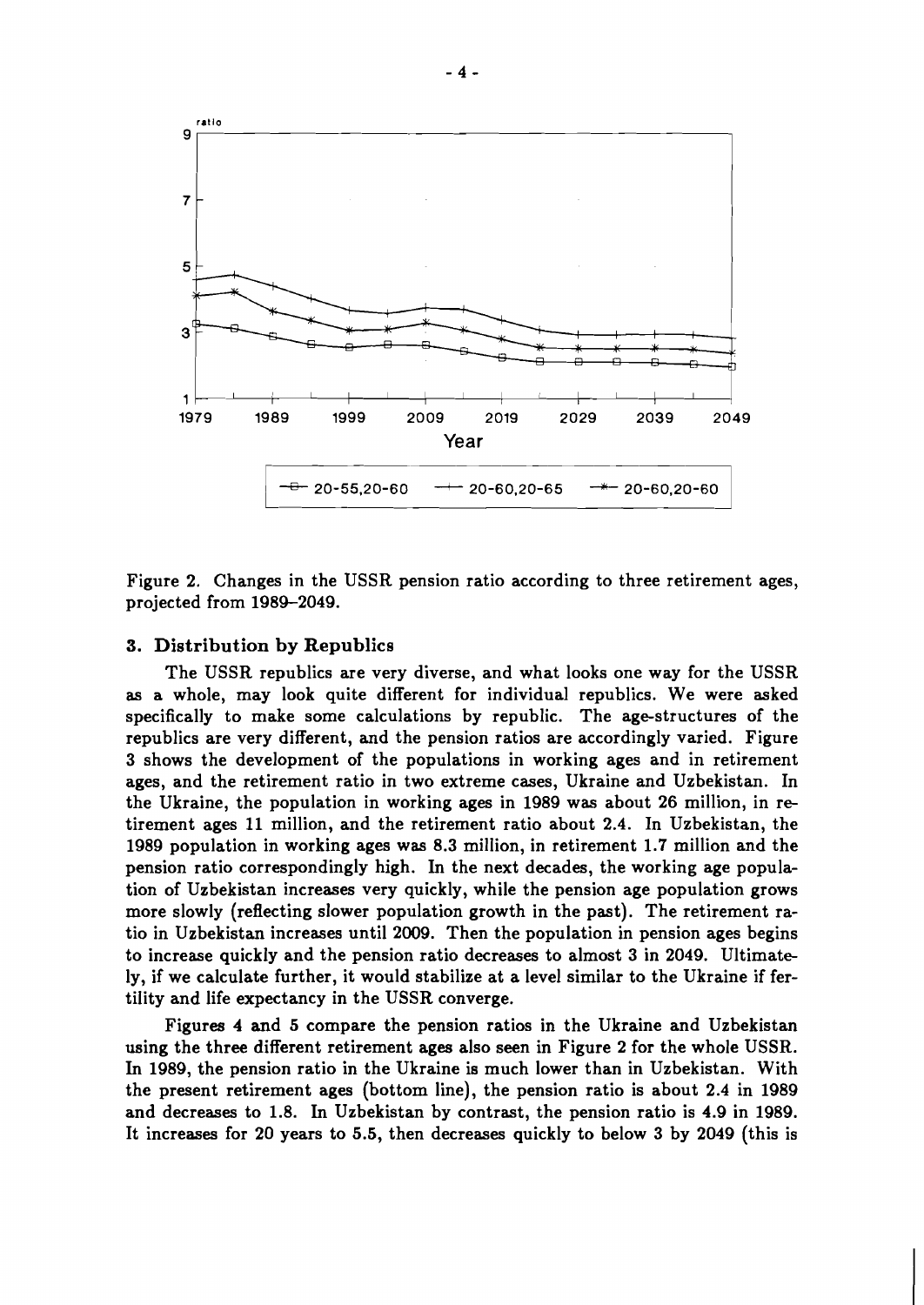Figure 2. Changes in the USSR pension ratio according to three retirement ages, projected from 1989–2049.

### 3. Distribution by Republics

The USSR republics are very diverse, and what looks one way for the USSR as a whole, may look quite different for individual republics. We were asked specifically to make some calculations by republic. The age-structures of the republics are very different, and the pension ratios are accordingly varied. Figure 3 shows the development of the populations in working ages and in retirement ages, and the retirement ratio in two extreme cases, Ukraine and Uzbekistan. In the Ukraine, the population in working ages in 1989 was about 26 million, in retirement ages 11 million, and the retirement ratio about 2.4. In Uzbekistan, the 1989 population in working ages was 8.3 million, in retirement 1.7 million and the pension ratio correspondingly high. In the next decades, the working age population of Uzbekistan increases very quickly, while the pension age population grows more slowly (reflecting slower population growth in the past). The retirement ratio in Uzbekistan increases until 2009. Then the population in pension ages begins to increase quickly and the pension ratio decreases to almost 3 in 2049. Ultimately, if we calculate further, it would stabilize at a level similar to the Ukraine if fertility and life expectancy in the USSR converge.

Figures 4 and 5 compare the pension ratios in the Ukraine and Uzbekistan using the three different retirement ages also seen in Figure 2 for the whole USSR. In 1989, the pension ratio in the Ukraine is much lower than in Uzbekistan. With the present retirement ages (bottom line), the pension ratio is about 2.4 in 1989 and decreases to 1.8. In Uzbekistan by contrast, the pension ratio is 4.9 in 1989. It increases for 20 years to 5.5, then decreases quickly to below 3 by 2049 (this is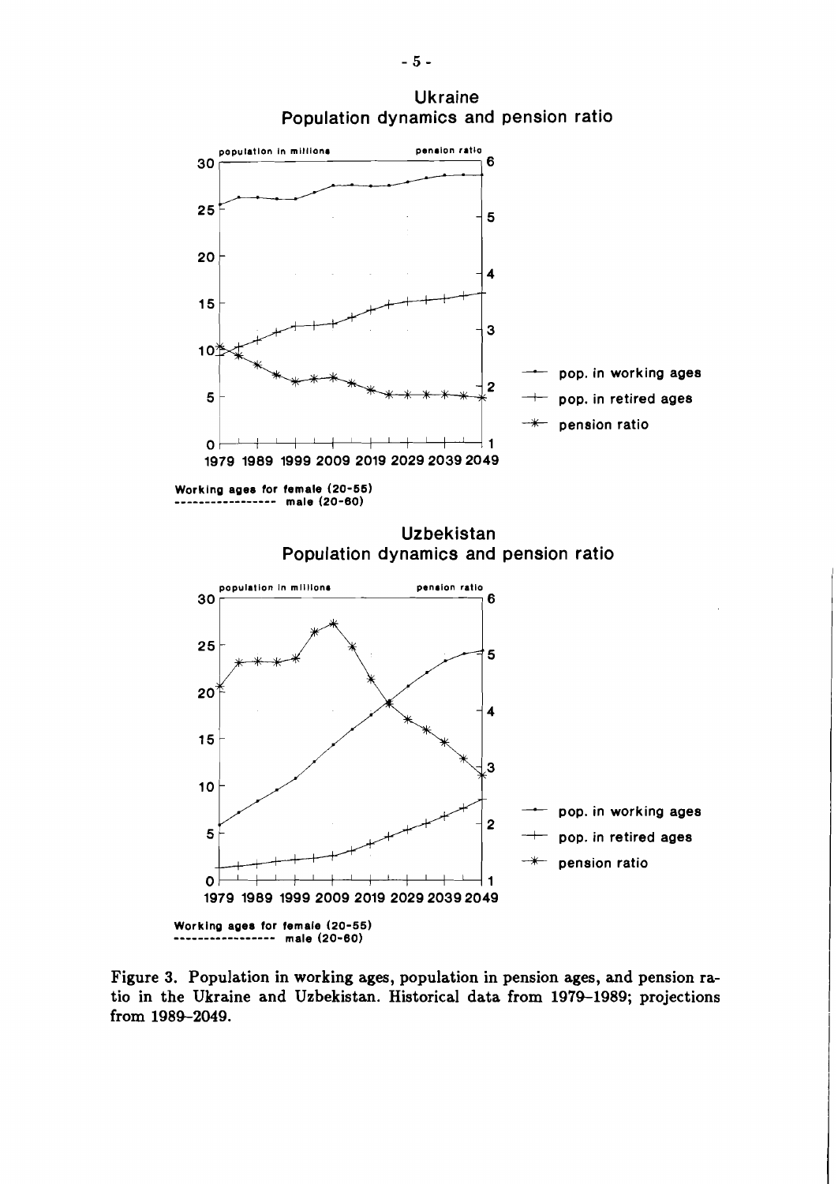Ukraine
Population dynamics and pension ratio

population in millions | pension ratio

pop. in working ages
pop. in retired ages
pension ratio

1979 1989 1999 2009 2019 2029 2039 2049

Working ages for female (20-55)
---------------- male (20-60)

Uzbekistan
Population dynamics and pension ratio

population in millions | pension ratio

pop. in working ages
pop. in retired ages
pension ratio

1979 1989 1999 2009 2019 2029 2039 2049

Working ages for female (20-55)
---------------- male (20-60)

Figure 3. Population in working ages, population in pension ages, and pension ratio in the Ukraine and Uzbekistan. Historical data from 1979–1989; projections from 1989–2049.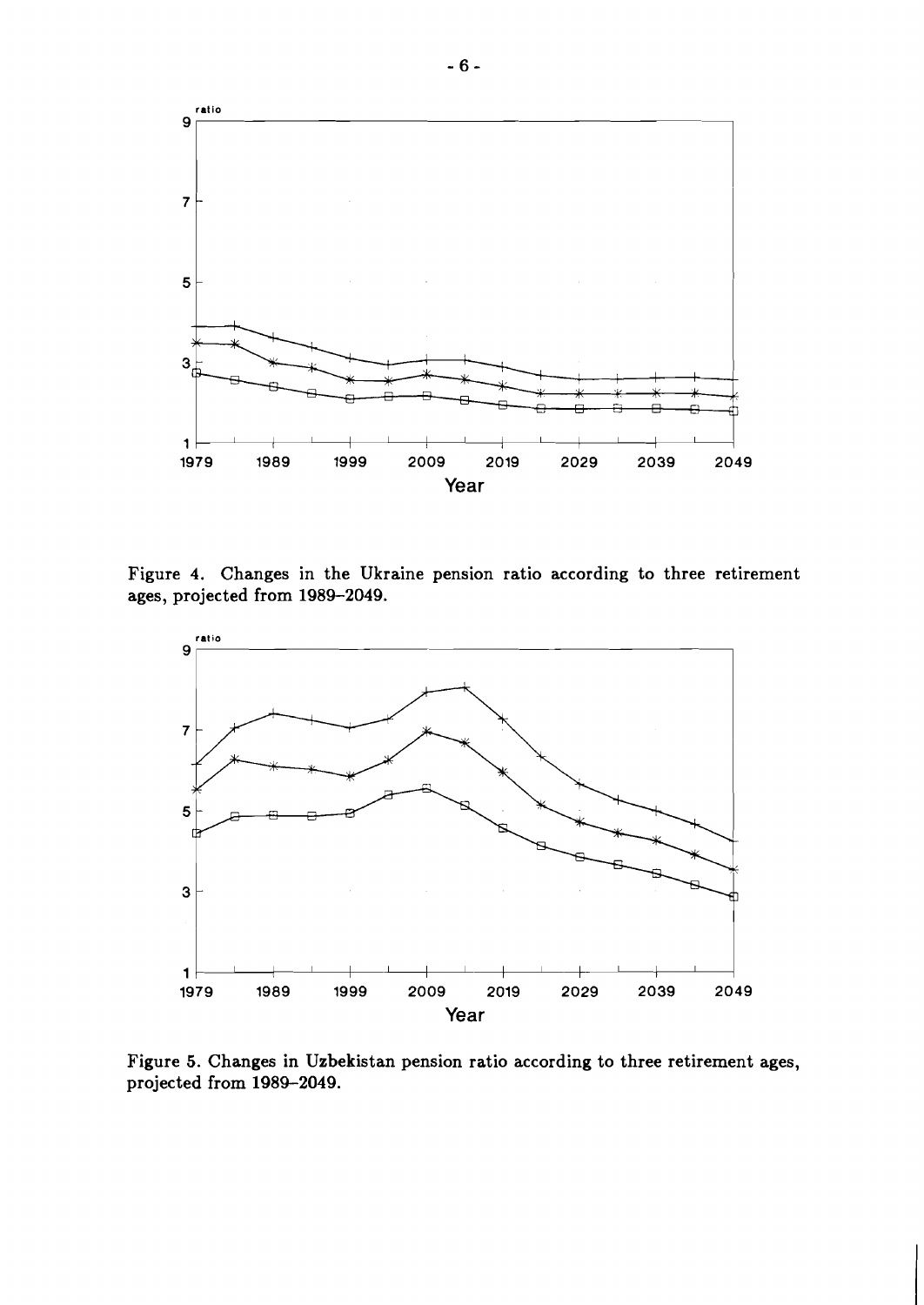Figure 4. Changes in the Ukraine pension ratio according to three retirement ages, projected from 1989–2049.

Figure 5. Changes in Uzbekistan pension ratio according to three retirement ages, projected from 1989–2049.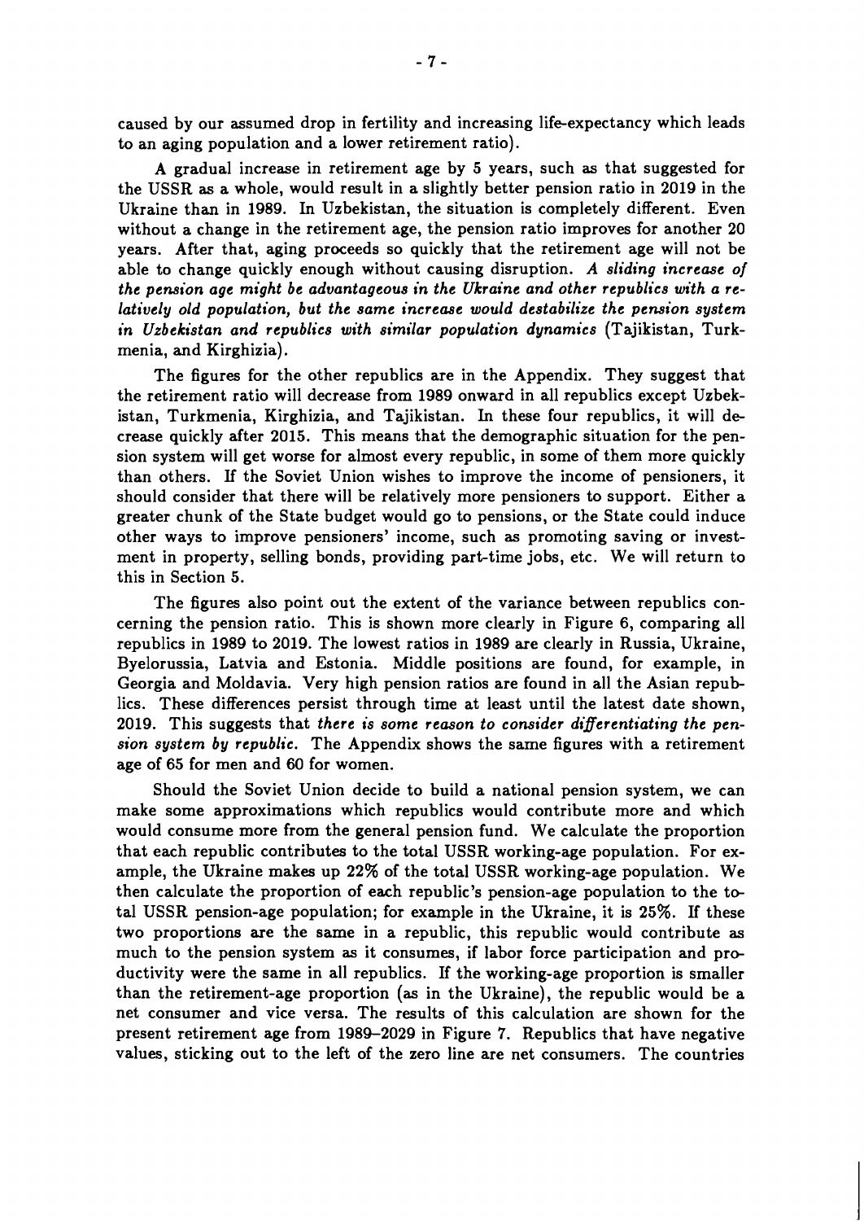caused by our assumed drop in fertility and increasing life-expectancy which leads to an aging population and a lower retirement ratio).

A gradual increase in retirement age by 5 years, such as that suggested for the USSR as a whole, would result in a slightly better pension ratio in 2019 in the Ukraine than in 1989. In Uzbekistan, the situation is completely different. Even without a change in the retirement age, the pension ratio improves for another 20 years. After that, aging proceeds so quickly that the retirement age will not be able to change quickly enough without causing disruption. *A sliding increase of the pension age might be advantageous in the Ukraine and other republics with a relatively old population, but the same increase would destabilize the pension system in Uzbekistan and republics with similar population dynamics* (Tajikistan, Turkmenia, and Kirghizia).

The figures for the other republics are in the Appendix. They suggest that the retirement ratio will decrease from 1989 onward in all republics except Uzbekistan, Turkmenia, Kirghizia, and Tajikistan. In these four republics, it will decrease quickly after 2015. This means that the demographic situation for the pension system will get worse for almost every republic, in some of them more quickly than others. If the Soviet Union wishes to improve the income of pensioners, it should consider that there will be relatively more pensioners to support. Either a greater chunk of the State budget would go to pensions, or the State could induce other ways to improve pensioners' income, such as promoting saving or investment in property, selling bonds, providing part-time jobs, etc. We will return to this in Section 5.

The figures also point out the extent of the variance between republics concerning the pension ratio. This is shown more clearly in Figure 6, comparing all republics in 1989 to 2019. The lowest ratios in 1989 are clearly in Russia, Ukraine, Byelorussia, Latvia and Estonia. Middle positions are found, for example, in Georgia and Moldavia. Very high pension ratios are found in all the Asian republics. These differences persist through time at least until the latest date shown, 2019. This suggests that *there is some reason to consider differentiating the pension system by republic.* The Appendix shows the same figures with a retirement age of 65 for men and 60 for women.

Should the Soviet Union decide to build a national pension system, we can make some approximations which republics would contribute more and which would consume more from the general pension fund. We calculate the proportion that each republic contributes to the total USSR working-age population. For example, the Ukraine makes up 22% of the total USSR working-age population. We then calculate the proportion of each republic's pension-age population to the total USSR pension-age population; for example in the Ukraine, it is 25%. If these two proportions are the same in a republic, this republic would contribute as much to the pension system as it consumes, if labor force participation and productivity were the same in all republics. If the working-age proportion is smaller than the retirement-age proportion (as in the Ukraine), the republic would be a net consumer and vice versa. The results of this calculation are shown for the present retirement age from 1989–2029 in Figure 7. Republics that have negative values, sticking out to the left of the zero line are net consumers. The countries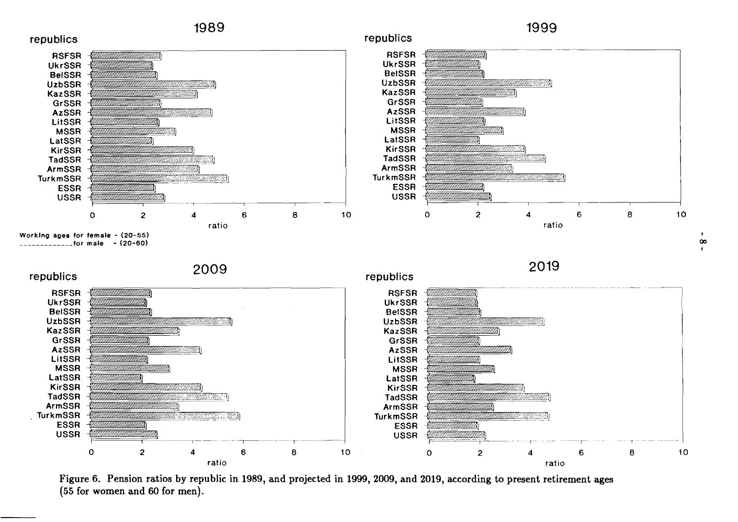Figure 6. Pension ratios by republic in 1989, and projected in 1999, 2009, and 2019, according to present retirement ages (55 for women and 60 for men).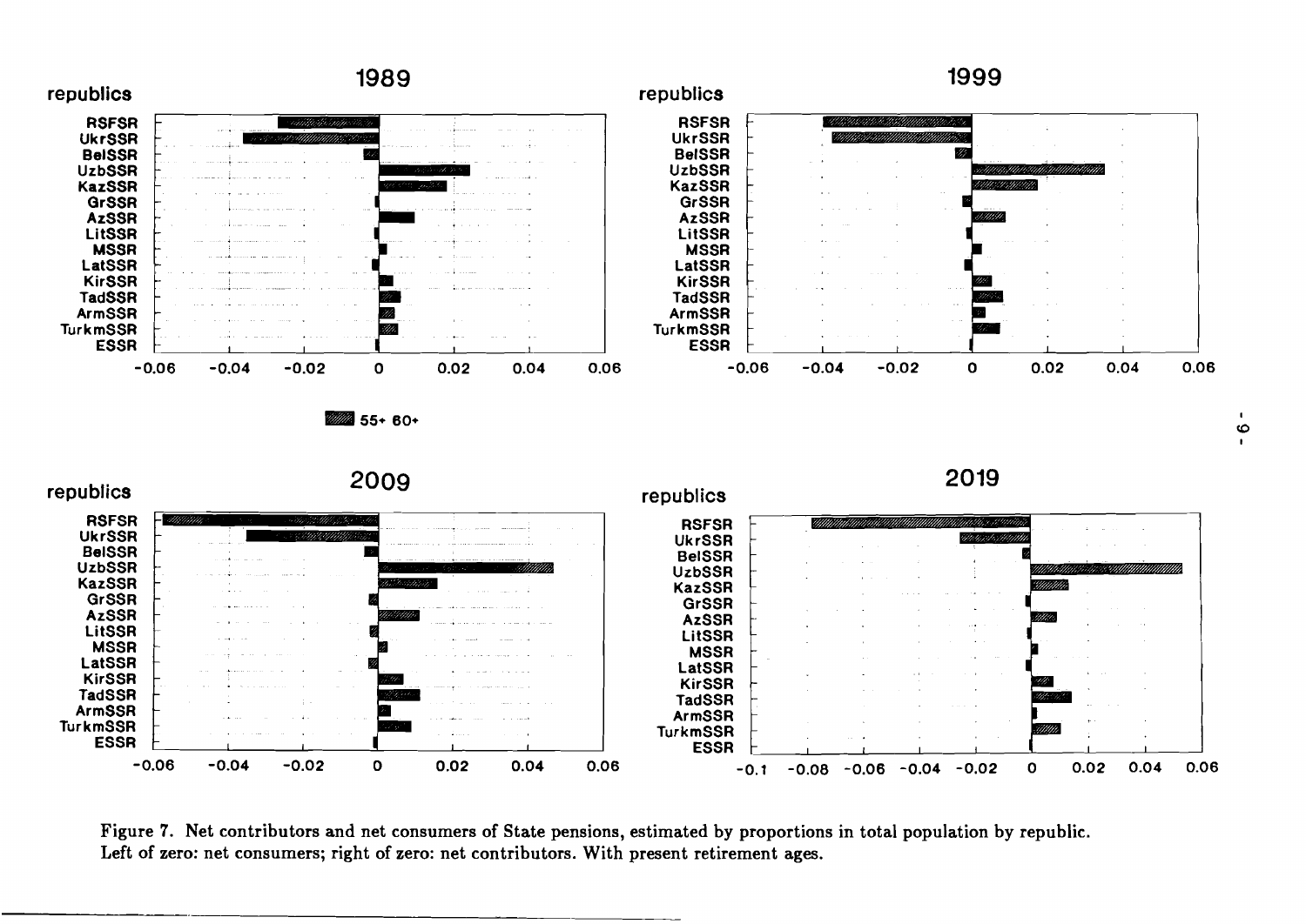Figure 7. Net contributors and net consumers of State pensions, estimated by proportions in total population by republic. Left of zero: net consumers; right of zero: net contributors. With present retirement ages.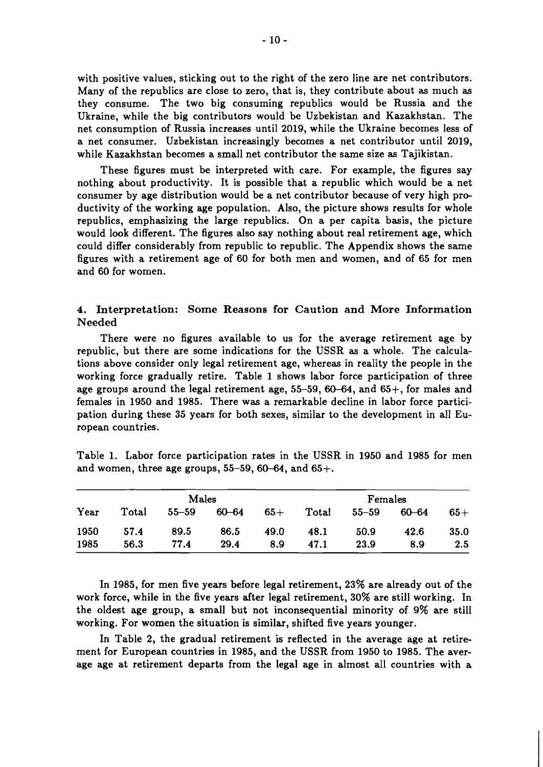with positive values, sticking out to the right of the zero line are net contributors. Many of the republics are close to zero, that is, they contribute about as much as they consume. The two big consuming republics would be Russia and the Ukraine, while the big contributors would be Uzbekistan and Kazakhstan. The net consumption of Russia increases until 2019, while the Ukraine becomes less of a net consumer. Uzbekistan increasingly becomes a net contributor until 2019, while Kazakhstan becomes a small net contributor the same size as Tajikistan.

These figures must be interpreted with care. For example, the figures say nothing about productivity. It is possible that a republic which would be a net consumer by age distribution would be a net contributor because of very high productivity of the working age population. Also, the picture shows results for whole republics, emphasizing the large republics. On a per capita basis, the picture would look different. The figures also say nothing about real retirement age, which could differ considerably from republic to republic. The Appendix shows the same figures with a retirement age of 60 for both men and women, and of 65 for men and 60 for women.

## 4. Interpretation: Some Reasons for Caution and More Information Needed

There were no figures available to us for the average retirement age by republic, but there are some indications for the USSR as a whole. The calculations above consider only legal retirement age, whereas in reality the people in the working force gradually retire. Table 1 shows labor force participation of three age groups around the legal retirement age, 55–59, 60–64, and 65+, for males and females in 1950 and 1985. There was a remarkable decline in labor force participation during these 35 years for both sexes, similar to the development in all European countries.

Table 1. Labor force participation rates in the USSR in 1950 and 1985 for men and women, three age groups, 55–59, 60–64, and 65+.

| | Males | | | | Females | | | |
|---|---|---|---|---|---|---|---|---|
| Year | Total | 55–59 | 60–64 | 65+ | Total | 55–59 | 60–64 | 65+ |
| 1950 | 57.4 | 89.5 | 86.5 | 49.0 | 48.1 | 50.9 | 42.6 | 35.0 |
| 1985 | 56.3 | 77.4 | 29.4 | 8.9 | 47.1 | 23.9 | 8.9 | 2.5 |

In 1985, for men five years before legal retirement, 23% are already out of the work force, while in the five years after legal retirement, 30% are still working. In the oldest age group, a small but not inconsequential minority of 9% are still working. For women the situation is similar, shifted five years younger.

In Table 2, the gradual retirement is reflected in the average age at retirement for European countries in 1985, and the USSR from 1950 to 1985. The average age at retirement departs from the legal age in almost all countries with a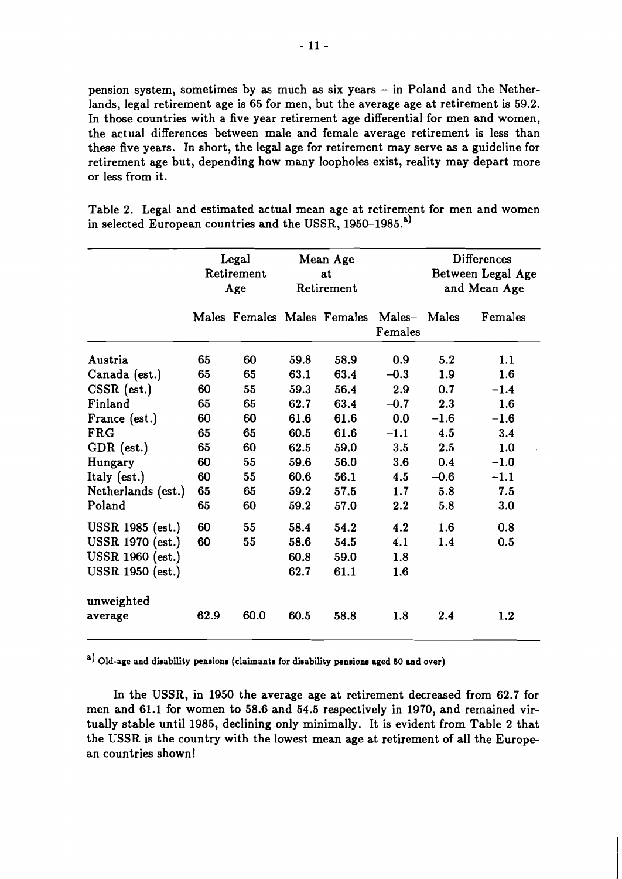pension system, sometimes by as much as six years – in Poland and the Netherlands, legal retirement age is 65 for men, but the average age at retirement is 59.2. In those countries with a five year retirement age differential for men and women, the actual differences between male and female average retirement is less than these five years. In short, the legal age for retirement may serve as a guideline for retirement age but, depending how many loopholes exist, reality may depart more or less from it.

Table 2. Legal and estimated actual mean age at retirement for men and women in selected European countries and the USSR, 1950–1985.[a)]

| | Legal Retirement Age | | Mean Age at Retirement | | | Differences Between Legal Age and Mean Age | |
|---|---|---|---|---|---|---|---|
| | Males | Females | Males | Females | Males–Females | Males | Females |
| Austria | 65 | 60 | 59.8 | 58.9 | 0.9 | 5.2 | 1.1 |
| Canada (est.) | 65 | 65 | 63.1 | 63.4 | –0.3 | 1.9 | 1.6 |
| CSSR (est.) | 60 | 55 | 59.3 | 56.4 | 2.9 | 0.7 | –1.4 |
| Finland | 65 | 65 | 62.7 | 63.4 | –0.7 | 2.3 | 1.6 |
| France (est.) | 60 | 60 | 61.6 | 61.6 | 0.0 | –1.6 | –1.6 |
| FRG | 65 | 65 | 60.5 | 61.6 | –1.1 | 4.5 | 3.4 |
| GDR (est.) | 65 | 60 | 62.5 | 59.0 | 3.5 | 2.5 | 1.0 |
| Hungary | 60 | 55 | 59.6 | 56.0 | 3.6 | 0.4 | –1.0 |
| Italy (est.) | 60 | 55 | 60.6 | 56.1 | 4.5 | –0.6 | –1.1 |
| Netherlands (est.) | 65 | 65 | 59.2 | 57.5 | 1.7 | 5.8 | 7.5 |
| Poland | 65 | 60 | 59.2 | 57.0 | 2.2 | 5.8 | 3.0 |
| USSR 1985 (est.) | 60 | 55 | 58.4 | 54.2 | 4.2 | 1.6 | 0.8 |
| USSR 1970 (est.) | 60 | 55 | 58.6 | 54.5 | 4.1 | 1.4 | 0.5 |
| USSR 1960 (est.) | | | 60.8 | 59.0 | 1.8 | | |
| USSR 1950 (est.) | | | 62.7 | 61.1 | 1.6 | | |
| unweighted average | 62.9 | 60.0 | 60.5 | 58.8 | 1.8 | 2.4 | 1.2 |

[a)] Old-age and disability pensions (claimants for disability pensions aged 50 and over)

In the USSR, in 1950 the average age at retirement decreased from 62.7 for men and 61.1 for women to 58.6 and 54.5 respectively in 1970, and remained virtually stable until 1985, declining only minimally. It is evident from Table 2 that the USSR is the country with the lowest mean age at retirement of all the European countries shown!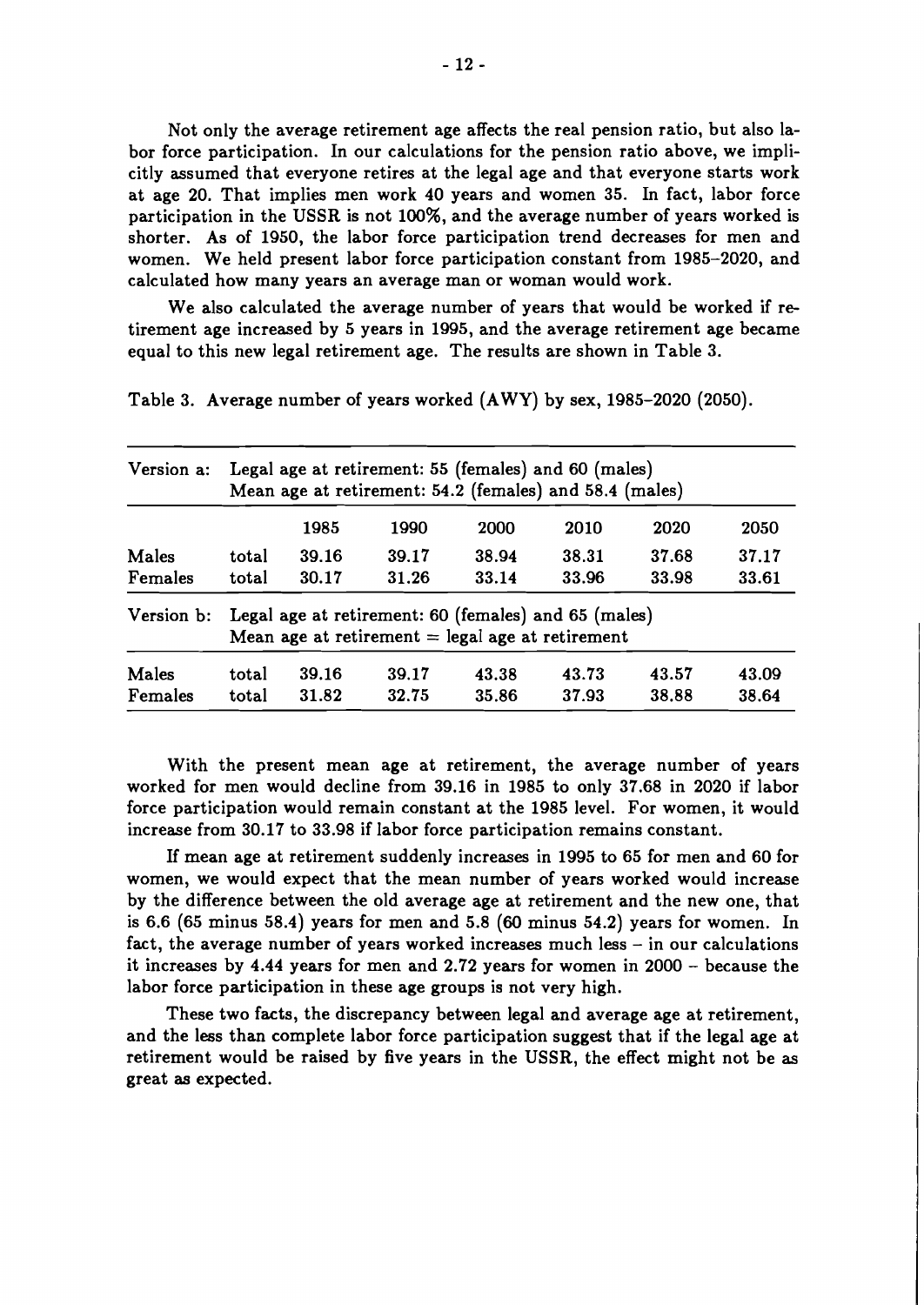Not only the average retirement age affects the real pension ratio, but also labor force participation. In our calculations for the pension ratio above, we implicitly assumed that everyone retires at the legal age and that everyone starts work at age 20. That implies men work 40 years and women 35. In fact, labor force participation in the USSR is not 100%, and the average number of years worked is shorter. As of 1950, the labor force participation trend decreases for men and women. We held present labor force participation constant from 1985–2020, and calculated how many years an average man or woman would work.

We also calculated the average number of years that would be worked if retirement age increased by 5 years in 1995, and the average retirement age became equal to this new legal retirement age. The results are shown in Table 3.

Table 3. Average number of years worked (AWY) by sex, 1985–2020 (2050).

| Version a: | Legal age at retirement: 55 (females) and 60 (males)<br>Mean age at retirement: 54.2 (females) and 58.4 (males) | | | | | | |
|---|---|---|---|---|---|---|---|
| | | 1985 | 1990 | 2000 | 2010 | 2020 | 2050 |
| Males | total | 39.16 | 39.17 | 38.94 | 38.31 | 37.68 | 37.17 |
| Females | total | 30.17 | 31.26 | 33.14 | 33.96 | 33.98 | 33.61 |
| **Version b:** | **Legal age at retirement: 60 (females) and 65 (males)<br>Mean age at retirement = legal age at retirement** | | | | | | |
| Males | total | 39.16 | 39.17 | 43.38 | 43.73 | 43.57 | 43.09 |
| Females | total | 31.82 | 32.75 | 35.86 | 37.93 | 38.88 | 38.64 |

With the present mean age at retirement, the average number of years worked for men would decline from 39.16 in 1985 to only 37.68 in 2020 if labor force participation would remain constant at the 1985 level. For women, it would increase from 30.17 to 33.98 if labor force participation remains constant.

If mean age at retirement suddenly increases in 1995 to 65 for men and 60 for women, we would expect that the mean number of years worked would increase by the difference between the old average age at retirement and the new one, that is 6.6 (65 minus 58.4) years for men and 5.8 (60 minus 54.2) years for women. In fact, the average number of years worked increases much less – in our calculations it increases by 4.44 years for men and 2.72 years for women in 2000 – because the labor force participation in these age groups is not very high.

These two facts, the discrepancy between legal and average age at retirement, and the less than complete labor force participation suggest that if the legal age at retirement would be raised by five years in the USSR, the effect might not be as great as expected.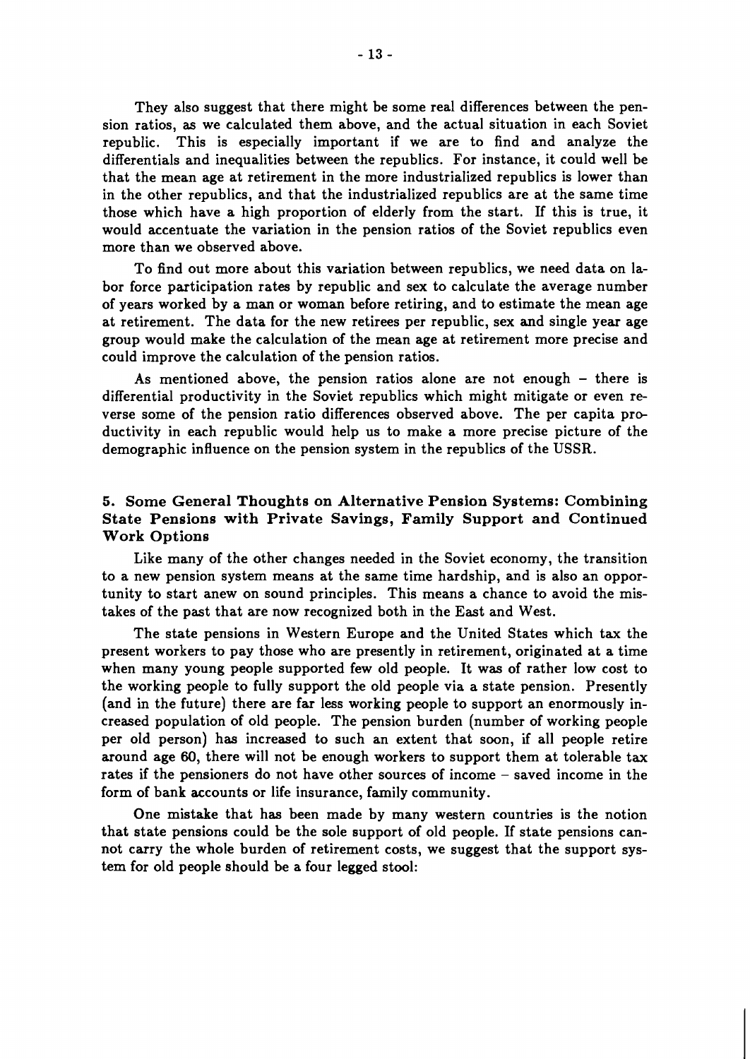They also suggest that there might be some real differences between the pension ratios, as we calculated them above, and the actual situation in each Soviet republic. This is especially important if we are to find and analyze the differentials and inequalities between the republics. For instance, it could well be that the mean age at retirement in the more industrialized republics is lower than in the other republics, and that the industrialized republics are at the same time those which have a high proportion of elderly from the start. If this is true, it would accentuate the variation in the pension ratios of the Soviet republics even more than we observed above.

To find out more about this variation between republics, we need data on labor force participation rates by republic and sex to calculate the average number of years worked by a man or woman before retiring, and to estimate the mean age at retirement. The data for the new retirees per republic, sex and single year age group would make the calculation of the mean age at retirement more precise and could improve the calculation of the pension ratios.

As mentioned above, the pension ratios alone are not enough – there is differential productivity in the Soviet republics which might mitigate or even reverse some of the pension ratio differences observed above. The per capita productivity in each republic would help us to make a more precise picture of the demographic influence on the pension system in the republics of the USSR.

## 5. Some General Thoughts on Alternative Pension Systems: Combining State Pensions with Private Savings, Family Support and Continued Work Options

Like many of the other changes needed in the Soviet economy, the transition to a new pension system means at the same time hardship, and is also an opportunity to start anew on sound principles. This means a chance to avoid the mistakes of the past that are now recognized both in the East and West.

The state pensions in Western Europe and the United States which tax the present workers to pay those who are presently in retirement, originated at a time when many young people supported few old people. It was of rather low cost to the working people to fully support the old people via a state pension. Presently (and in the future) there are far less working people to support an enormously increased population of old people. The pension burden (number of working people per old person) has increased to such an extent that soon, if all people retire around age 60, there will not be enough workers to support them at tolerable tax rates if the pensioners do not have other sources of income – saved income in the form of bank accounts or life insurance, family community.

One mistake that has been made by many western countries is the notion that state pensions could be the sole support of old people. If state pensions cannot carry the whole burden of retirement costs, we suggest that the support system for old people should be a four legged stool: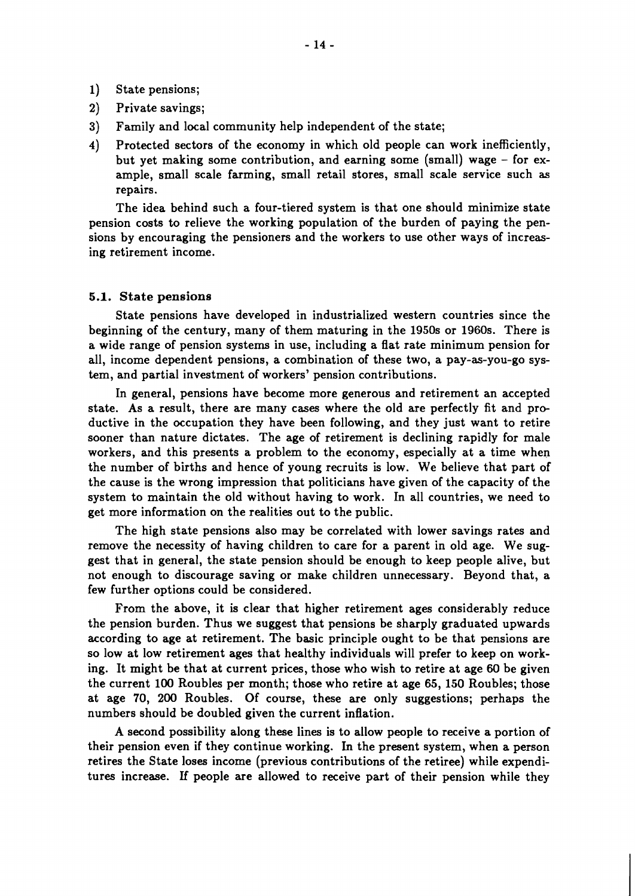1) State pensions;
2) Private savings;
3) Family and local community help independent of the state;
4) Protected sectors of the economy in which old people can work inefficiently, but yet making some contribution, and earning some (small) wage – for example, small scale farming, small retail stores, small scale service such as repairs.

The idea behind such a four-tiered system is that one should minimize state pension costs to relieve the working population of the burden of paying the pensions by encouraging the pensioners and the workers to use other ways of increasing retirement income.

### 5.1. State pensions

State pensions have developed in industrialized western countries since the beginning of the century, many of them maturing in the 1950s or 1960s. There is a wide range of pension systems in use, including a flat rate minimum pension for all, income dependent pensions, a combination of these two, a pay-as-you-go system, and partial investment of workers' pension contributions.

In general, pensions have become more generous and retirement an accepted state. As a result, there are many cases where the old are perfectly fit and productive in the occupation they have been following, and they just want to retire sooner than nature dictates. The age of retirement is declining rapidly for male workers, and this presents a problem to the economy, especially at a time when the number of births and hence of young recruits is low. We believe that part of the cause is the wrong impression that politicians have given of the capacity of the system to maintain the old without having to work. In all countries, we need to get more information on the realities out to the public.

The high state pensions also may be correlated with lower savings rates and remove the necessity of having children to care for a parent in old age. We suggest that in general, the state pension should be enough to keep people alive, but not enough to discourage saving or make children unnecessary. Beyond that, a few further options could be considered.

From the above, it is clear that higher retirement ages considerably reduce the pension burden. Thus we suggest that pensions be sharply graduated upwards according to age at retirement. The basic principle ought to be that pensions are so low at low retirement ages that healthy individuals will prefer to keep on working. It might be that at current prices, those who wish to retire at age 60 be given the current 100 Roubles per month; those who retire at age 65, 150 Roubles; those at age 70, 200 Roubles. Of course, these are only suggestions; perhaps the numbers should be doubled given the current inflation.

A second possibility along these lines is to allow people to receive a portion of their pension even if they continue working. In the present system, when a person retires the State loses income (previous contributions of the retiree) while expenditures increase. If people are allowed to receive part of their pension while they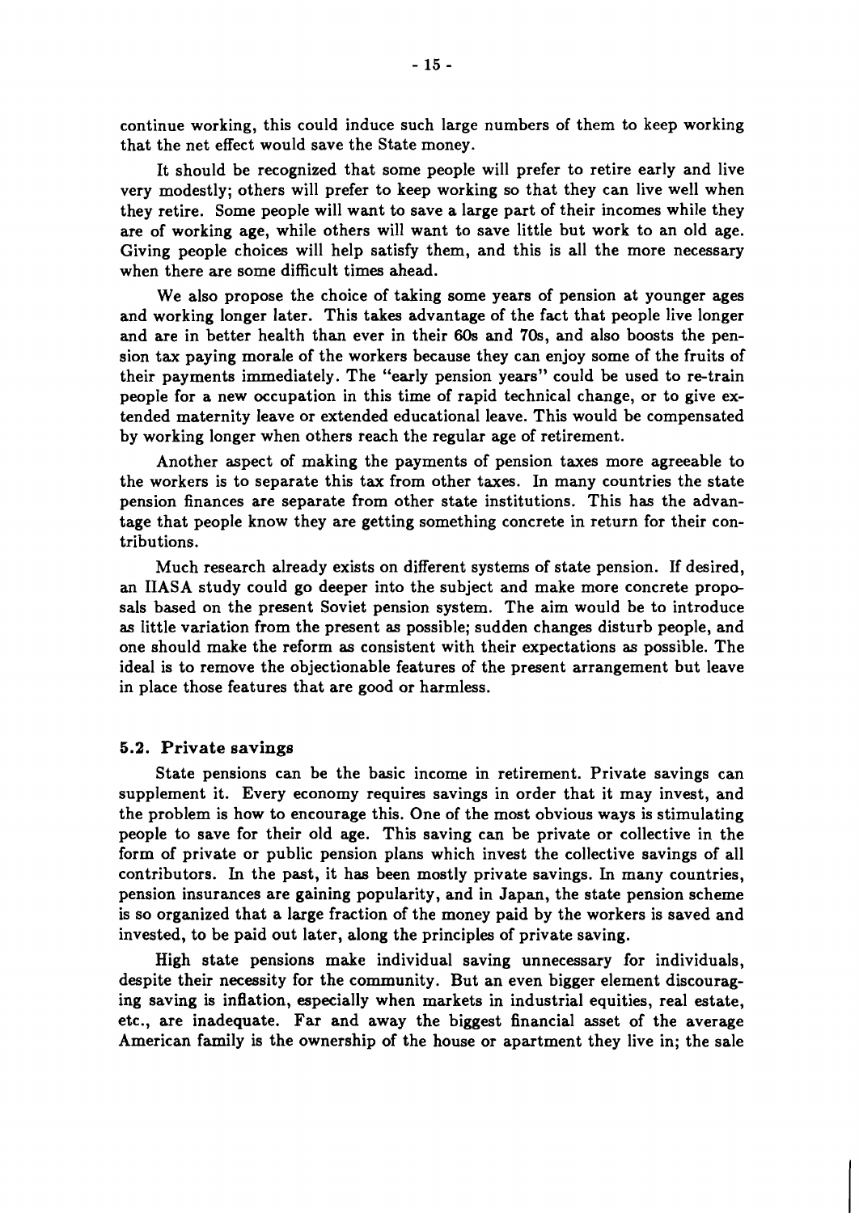continue working, this could induce such large numbers of them to keep working that the net effect would save the State money.

It should be recognized that some people will prefer to retire early and live very modestly; others will prefer to keep working so that they can live well when they retire. Some people will want to save a large part of their incomes while they are of working age, while others will want to save little but work to an old age. Giving people choices will help satisfy them, and this is all the more necessary when there are some difficult times ahead.

We also propose the choice of taking some years of pension at younger ages and working longer later. This takes advantage of the fact that people live longer and are in better health than ever in their 60s and 70s, and also boosts the pension tax paying morale of the workers because they can enjoy some of the fruits of their payments immediately. The "early pension years" could be used to re-train people for a new occupation in this time of rapid technical change, or to give extended maternity leave or extended educational leave. This would be compensated by working longer when others reach the regular age of retirement.

Another aspect of making the payments of pension taxes more agreeable to the workers is to separate this tax from other taxes. In many countries the state pension finances are separate from other state institutions. This has the advantage that people know they are getting something concrete in return for their contributions.

Much research already exists on different systems of state pension. If desired, an IIASA study could go deeper into the subject and make more concrete proposals based on the present Soviet pension system. The aim would be to introduce as little variation from the present as possible; sudden changes disturb people, and one should make the reform as consistent with their expectations as possible. The ideal is to remove the objectionable features of the present arrangement but leave in place those features that are good or harmless.

### 5.2. Private savings

State pensions can be the basic income in retirement. Private savings can supplement it. Every economy requires savings in order that it may invest, and the problem is how to encourage this. One of the most obvious ways is stimulating people to save for their old age. This saving can be private or collective in the form of private or public pension plans which invest the collective savings of all contributors. In the past, it has been mostly private savings. In many countries, pension insurances are gaining popularity, and in Japan, the state pension scheme is so organized that a large fraction of the money paid by the workers is saved and invested, to be paid out later, along the principles of private saving.

High state pensions make individual saving unnecessary for individuals, despite their necessity for the community. But an even bigger element discouraging saving is inflation, especially when markets in industrial equities, real estate, etc., are inadequate. Far and away the biggest financial asset of the average American family is the ownership of the house or apartment they live in; the sale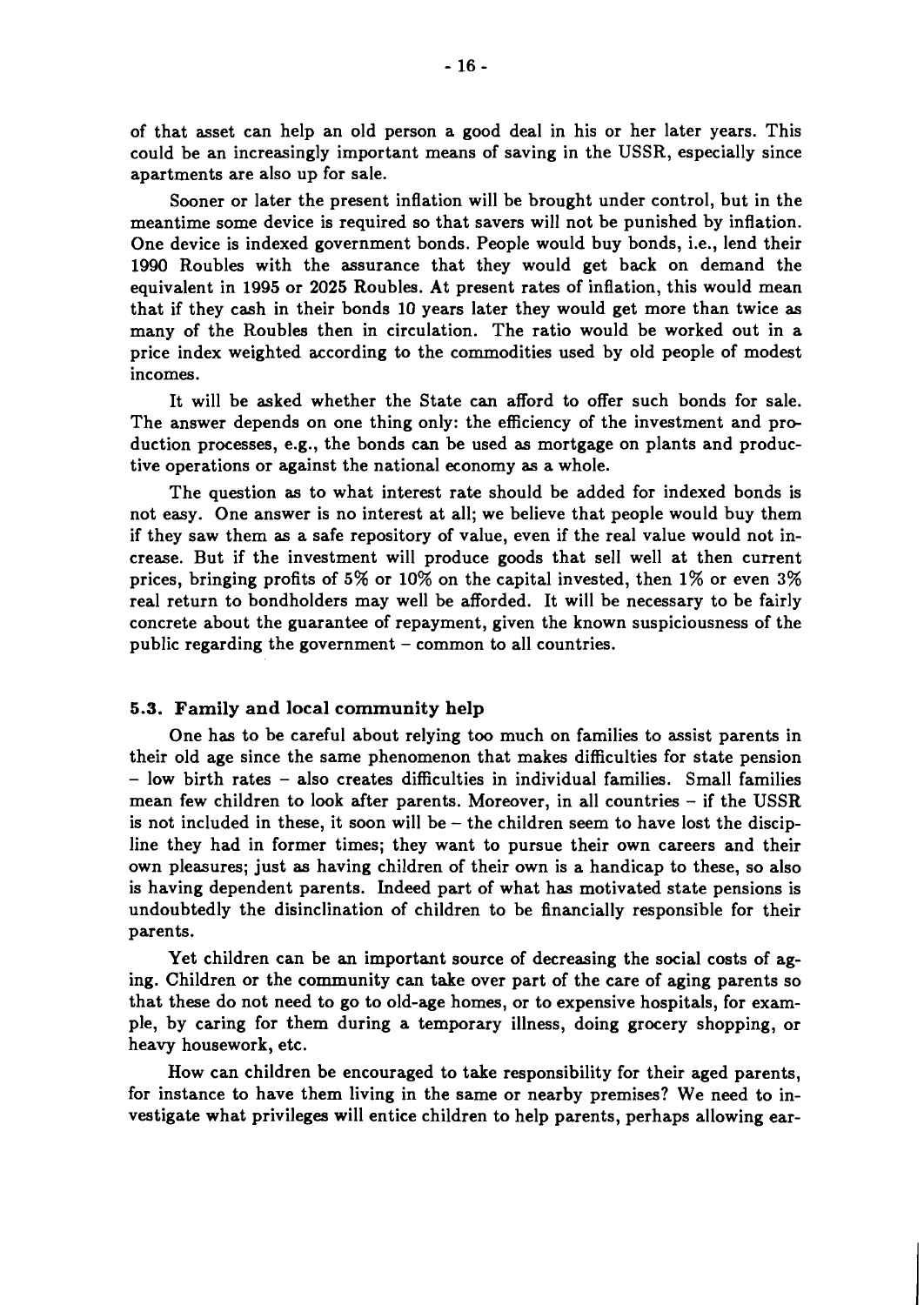of that asset can help an old person a good deal in his or her later years. This could be an increasingly important means of saving in the USSR, especially since apartments are also up for sale.

Sooner or later the present inflation will be brought under control, but in the meantime some device is required so that savers will not be punished by inflation. One device is indexed government bonds. People would buy bonds, i.e., lend their 1990 Roubles with the assurance that they would get back on demand the equivalent in 1995 or 2025 Roubles. At present rates of inflation, this would mean that if they cash in their bonds 10 years later they would get more than twice as many of the Roubles then in circulation. The ratio would be worked out in a price index weighted according to the commodities used by old people of modest incomes.

It will be asked whether the State can afford to offer such bonds for sale. The answer depends on one thing only: the efficiency of the investment and production processes, e.g., the bonds can be used as mortgage on plants and productive operations or against the national economy as a whole.

The question as to what interest rate should be added for indexed bonds is not easy. One answer is no interest at all; we believe that people would buy them if they saw them as a safe repository of value, even if the real value would not increase. But if the investment will produce goods that sell well at then current prices, bringing profits of 5% or 10% on the capital invested, then 1% or even 3% real return to bondholders may well be afforded. It will be necessary to be fairly concrete about the guarantee of repayment, given the known suspiciousness of the public regarding the government – common to all countries.

### 5.3. Family and local community help

One has to be careful about relying too much on families to assist parents in their old age since the same phenomenon that makes difficulties for state pension – low birth rates – also creates difficulties in individual families. Small families mean few children to look after parents. Moreover, in all countries – if the USSR is not included in these, it soon will be – the children seem to have lost the discipline they had in former times; they want to pursue their own careers and their own pleasures; just as having children of their own is a handicap to these, so also is having dependent parents. Indeed part of what has motivated state pensions is undoubtedly the disinclination of children to be financially responsible for their parents.

Yet children can be an important source of decreasing the social costs of aging. Children or the community can take over part of the care of aging parents so that these do not need to go to old-age homes, or to expensive hospitals, for example, by caring for them during a temporary illness, doing grocery shopping, or heavy housework, etc.

How can children be encouraged to take responsibility for their aged parents, for instance to have them living in the same or nearby premises? We need to investigate what privileges will entice children to help parents, perhaps allowing ear-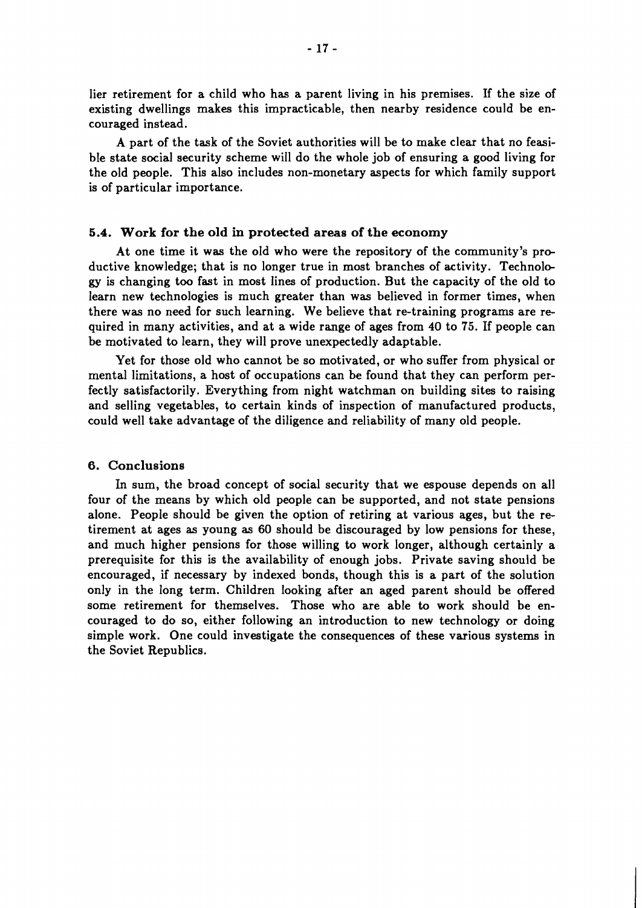lier retirement for a child who has a parent living in his premises. If the size of existing dwellings makes this impracticable, then nearby residence could be encouraged instead.

A part of the task of the Soviet authorities will be to make clear that no feasible state social security scheme will do the whole job of ensuring a good living for the old people. This also includes non-monetary aspects for which family support is of particular importance.

### 5.4. Work for the old in protected areas of the economy

At one time it was the old who were the repository of the community's productive knowledge; that is no longer true in most branches of activity. Technology is changing too fast in most lines of production. But the capacity of the old to learn new technologies is much greater than was believed in former times, when there was no need for such learning. We believe that re-training programs are required in many activities, and at a wide range of ages from 40 to 75. If people can be motivated to learn, they will prove unexpectedly adaptable.

Yet for those old who cannot be so motivated, or who suffer from physical or mental limitations, a host of occupations can be found that they can perform perfectly satisfactorily. Everything from night watchman on building sites to raising and selling vegetables, to certain kinds of inspection of manufactured products, could well take advantage of the diligence and reliability of many old people.

## 6. Conclusions

In sum, the broad concept of social security that we espouse depends on all four of the means by which old people can be supported, and not state pensions alone. People should be given the option of retiring at various ages, but the retirement at ages as young as 60 should be discouraged by low pensions for these, and much higher pensions for those willing to work longer, although certainly a prerequisite for this is the availability of enough jobs. Private saving should be encouraged, if necessary by indexed bonds, though this is a part of the solution only in the long term. Children looking after an aged parent should be offered some retirement for themselves. Those who are able to work should be encouraged to do so, either following an introduction to new technology or doing simple work. One could investigate the consequences of these various systems in the Soviet Republics.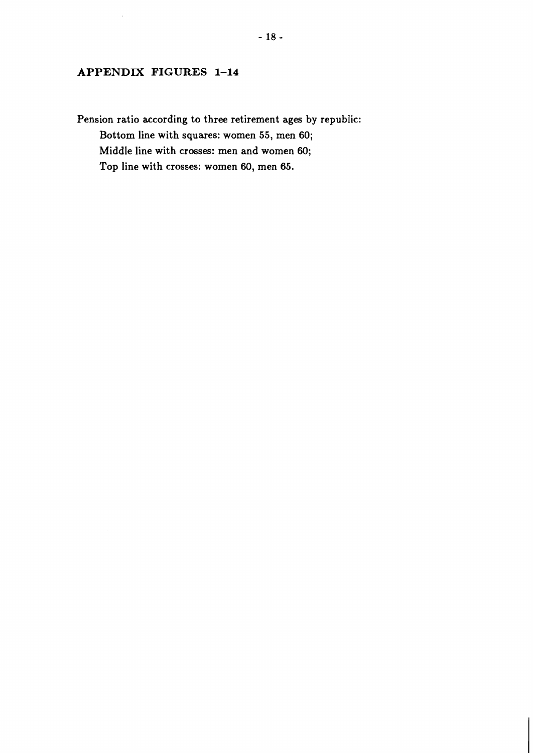## APPENDIX FIGURES 1–14

Pension ratio according to three retirement ages by republic:

Bottom line with squares: women 55, men 60;

Middle line with crosses: men and women 60;

Top line with crosses: women 60, men 65.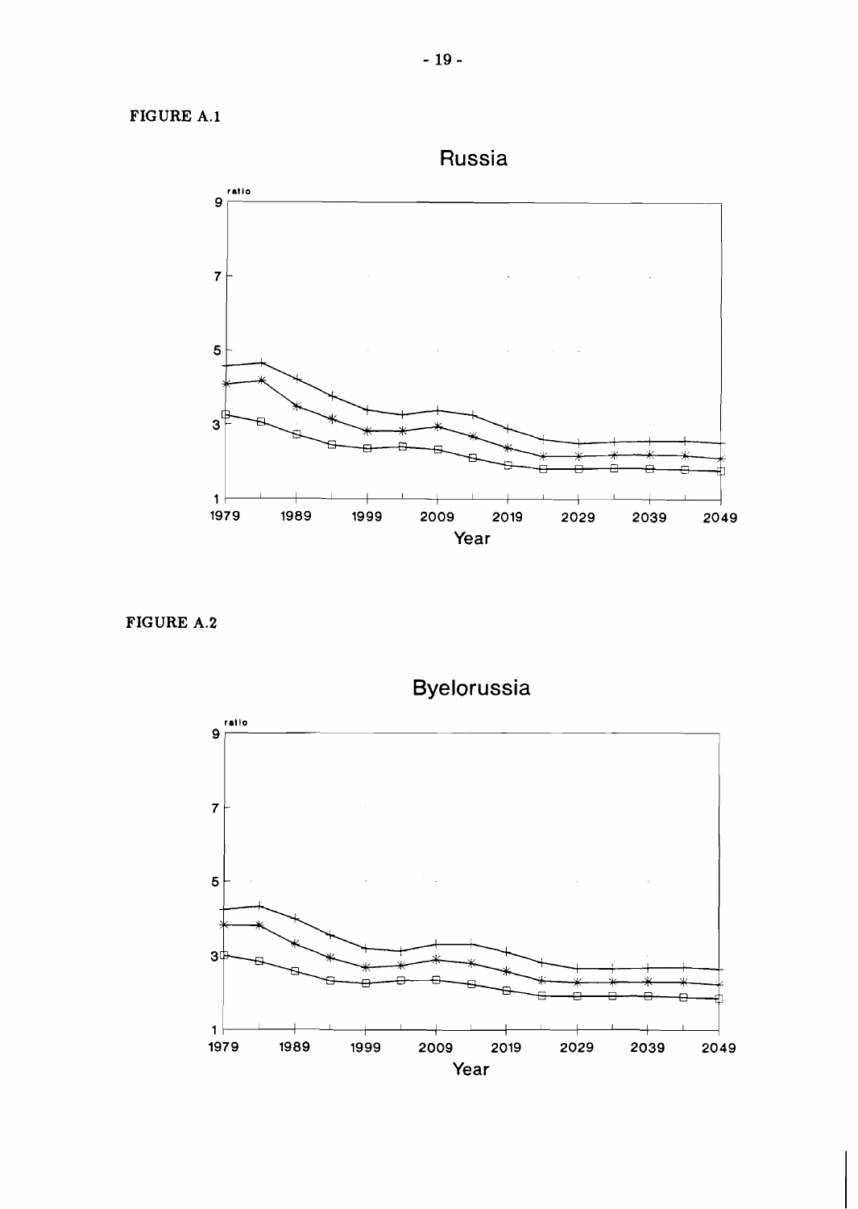FIGURE A.1

Russia

ratio

9

7

5

3

1

1979 1989 1999 2009 2019 2029 2039 2049

Year

FIGURE A.2

Byelorussia

ratio

9

7

5

3

1

1979 1989 1999 2009 2019 2029 2039 2049

Year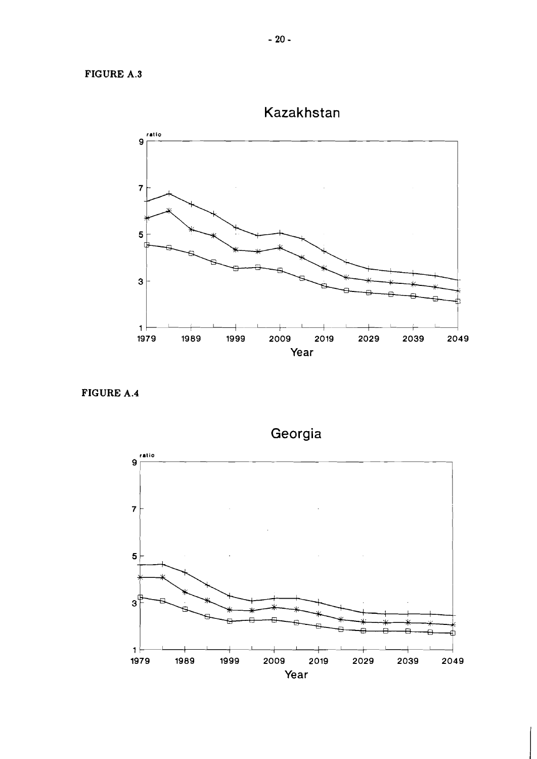FIGURE A.3

Kazakhstan

ratio

9

7

5

3

1

1979 1989 1999 2009 2019 2029 2039 2049

Year

FIGURE A.4

Georgia

ratio

9

7

5

3

1

1979 1989 1999 2009 2019 2029 2039 2049

Year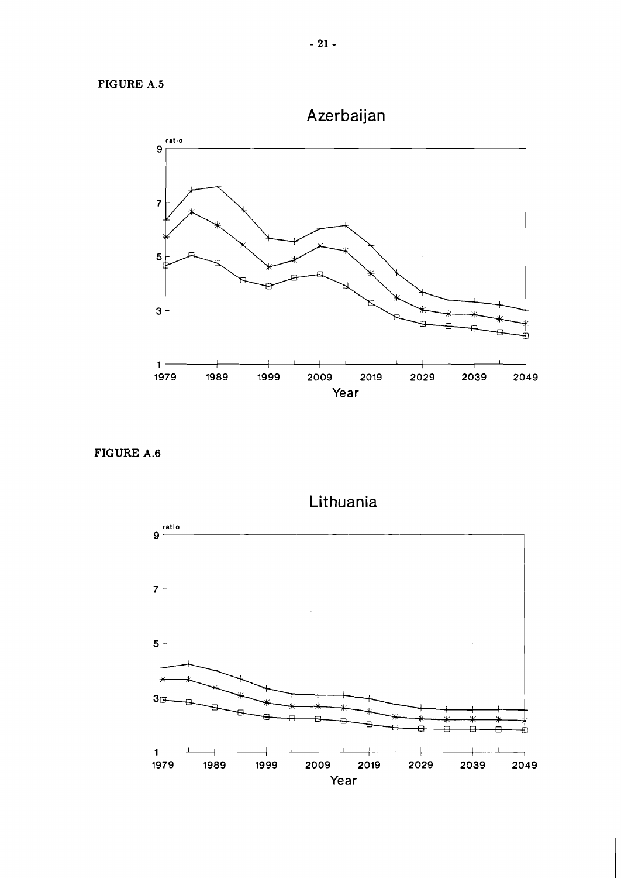FIGURE A.5

Azerbaijan

ratio

9

7

5

3

1

1979 1989 1999 2009 2019 2029 2039 2049

Year

FIGURE A.6

Lithuania

ratio

9

7

5

3

1

1979 1989 1999 2009 2019 2029 2039 2049

Year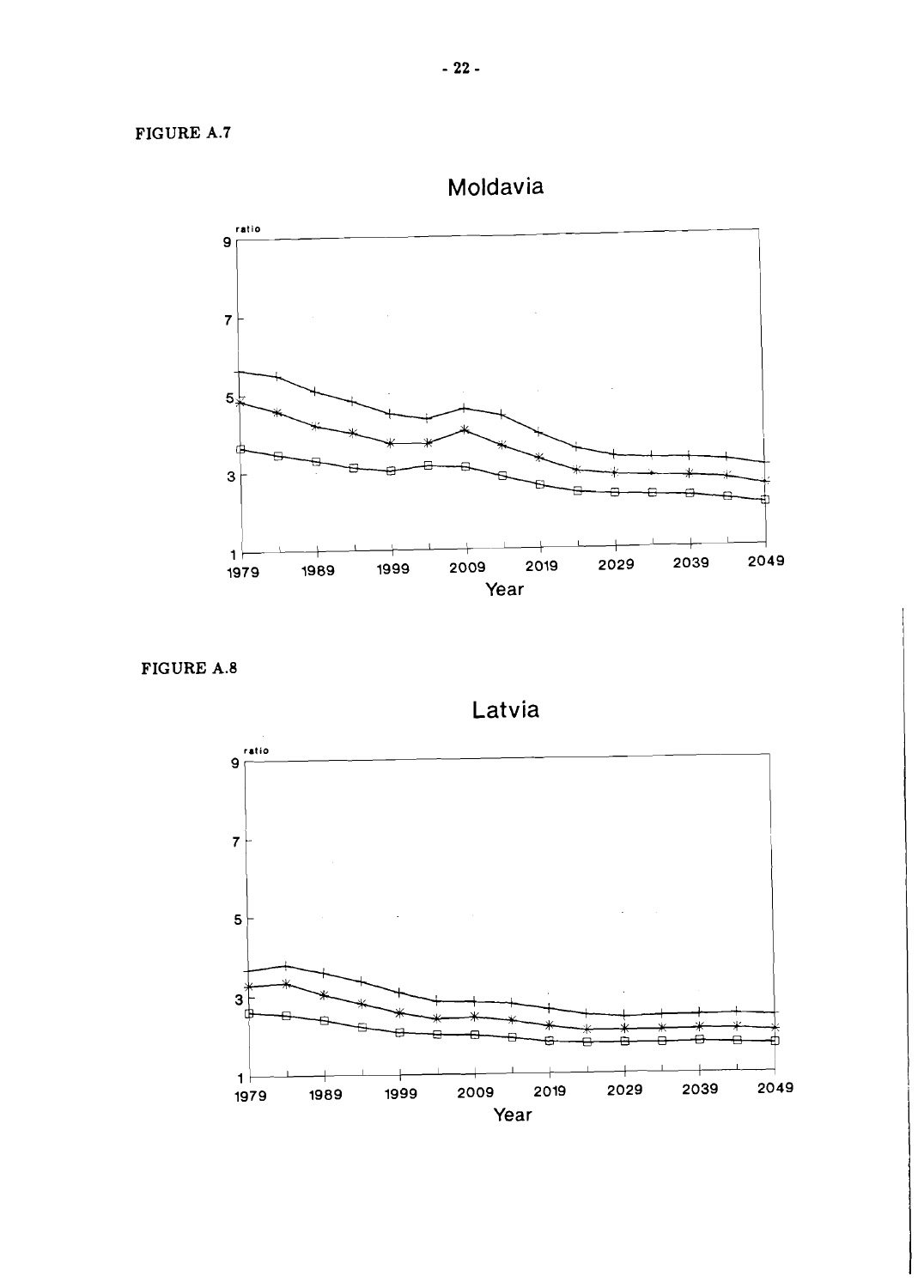FIGURE A.7

Moldavia

ratio

9

7

5

3

1

1979 1989 1999 2009 2019 2029 2039 2049

Year

FIGURE A.8

Latvia

ratio

9

7

5

3

1

1979 1989 1999 2009 2019 2029 2039 2049

Year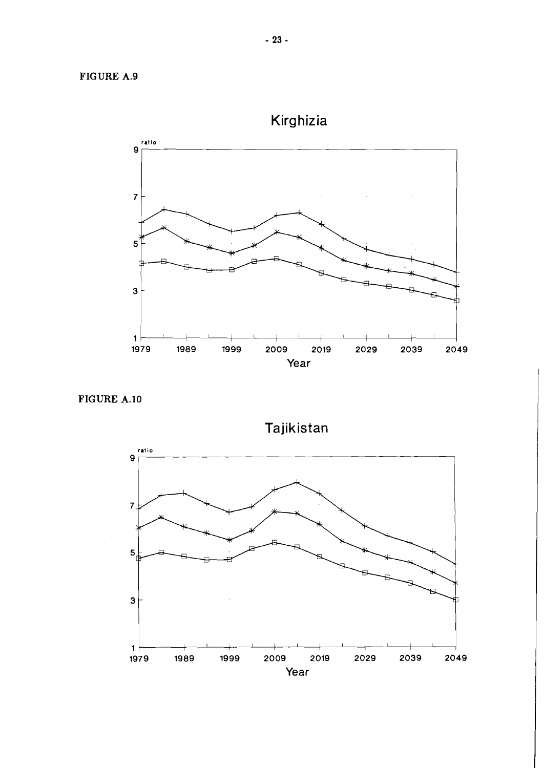FIGURE A.9

Kirghizia

ratio

9

7

5

3

1

1979 1989 1999 2009 2019 2029 2039 2049

Year

FIGURE A.10

Tajikistan

ratio

9

7

5

3

1

1979 1989 1999 2009 2019 2029 2039 2049

Year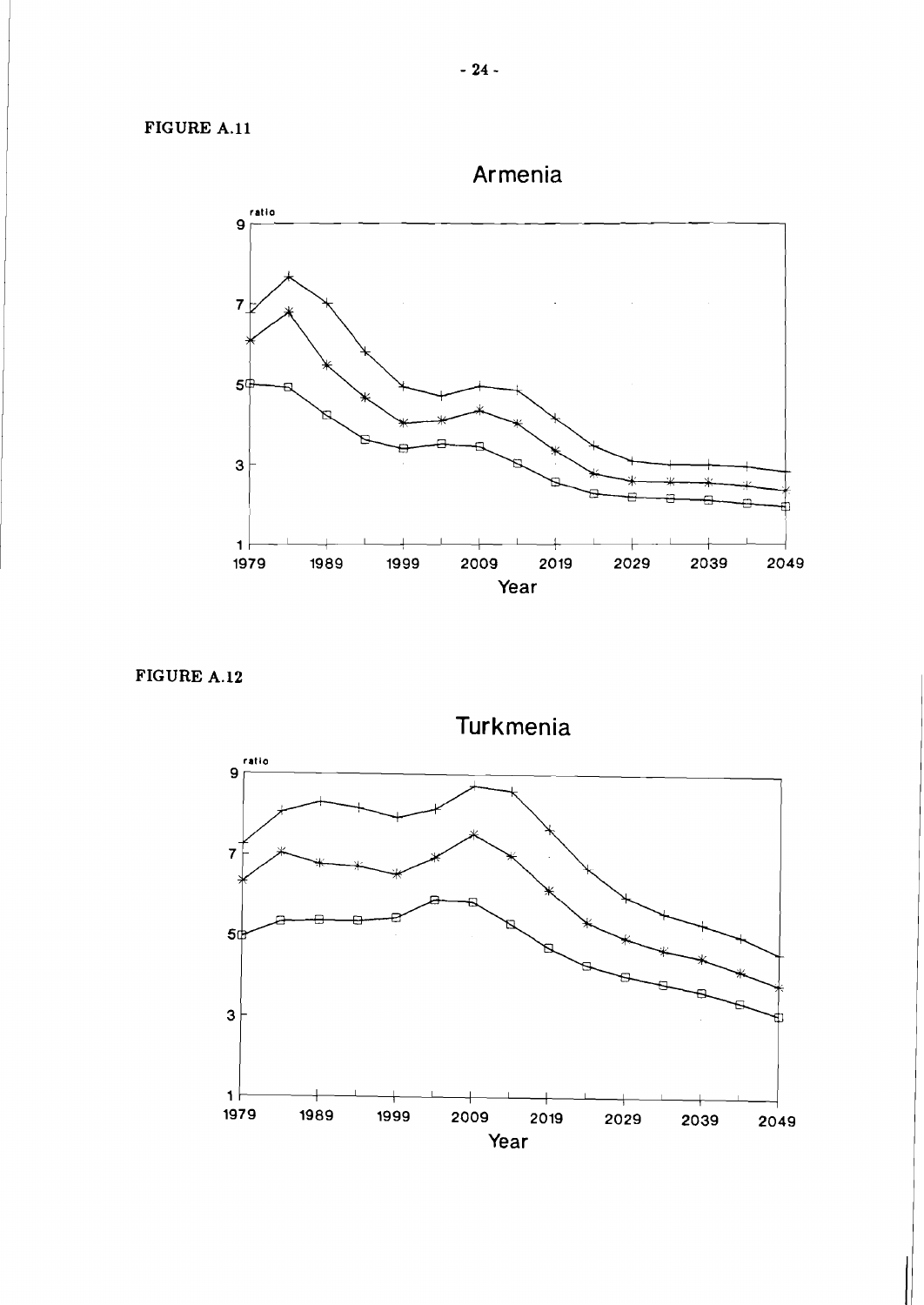FIGURE A.11

Armenia

ratio

Year

FIGURE A.12

Turkmenia

ratio

Year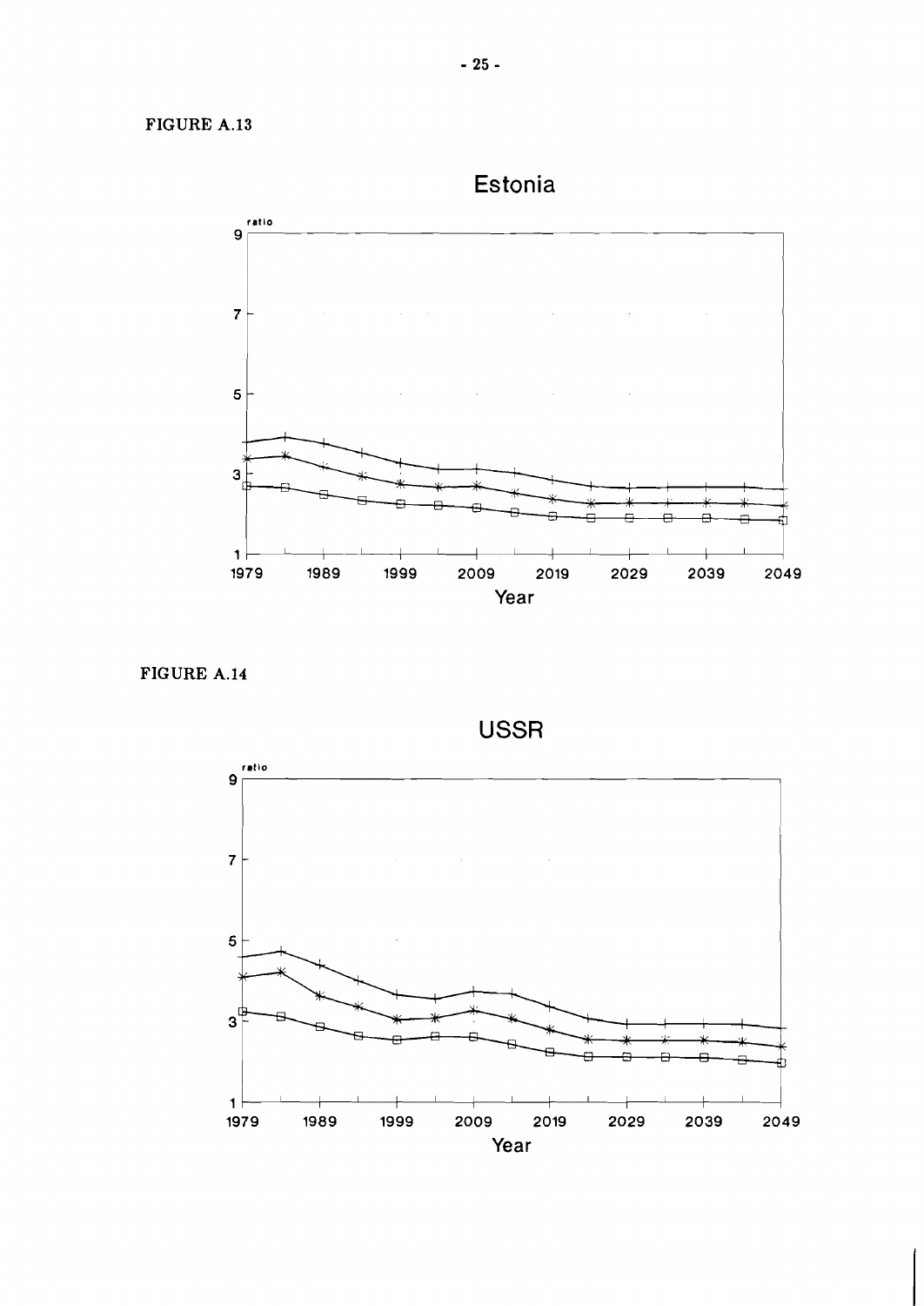FIGURE A.13

Estonia

FIGURE A.14

USSR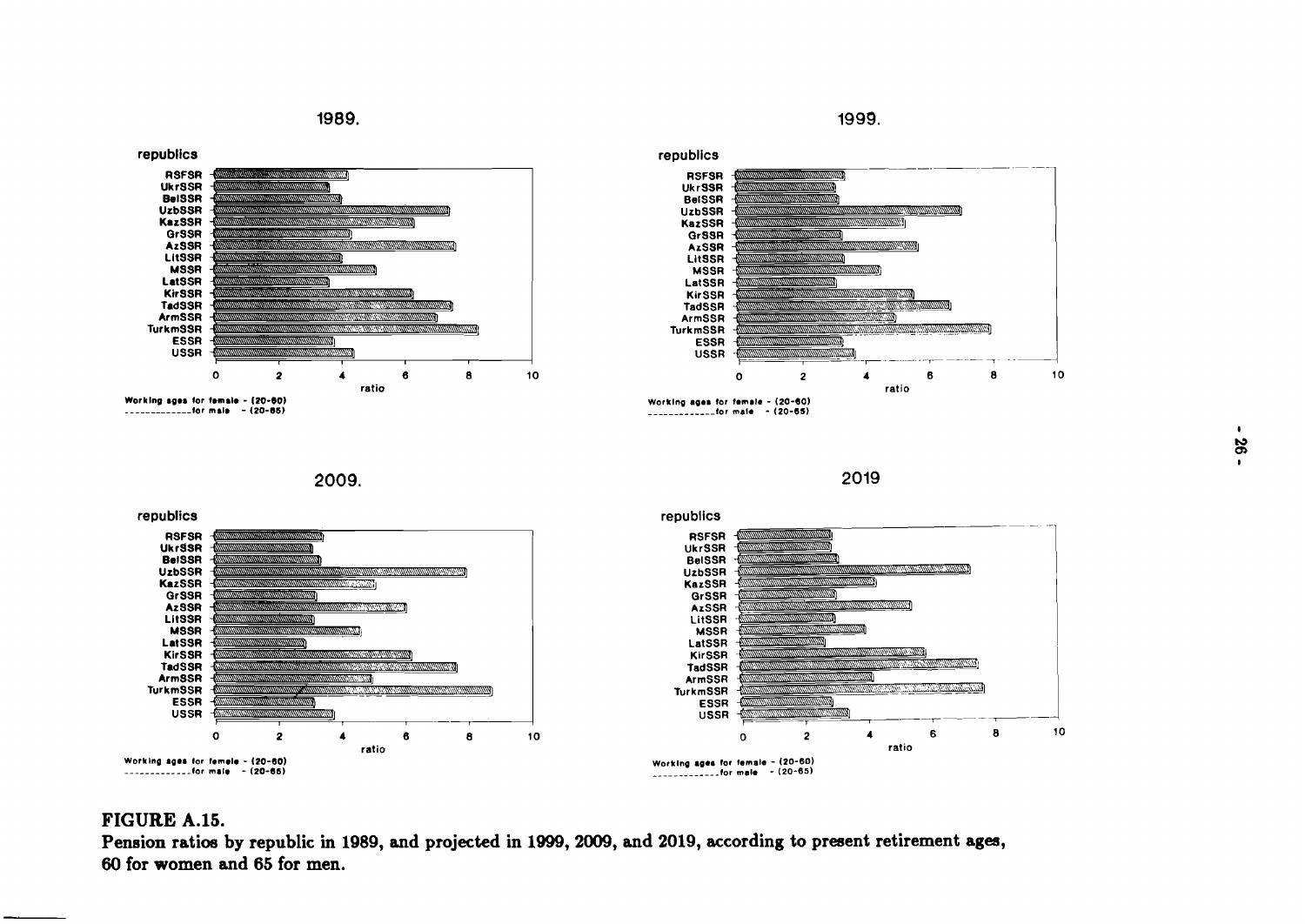1989.

republics

RSFSR
UkrSSR
BelSSR
UzbSSR
KazSSR
GrSSR
AzSSR
LitSSR
MSSR
LatSSR
KirSSR
TadSSR
ArmSSR
TurkmSSR
ESSR
USSR

0 2 4 6 8 10

ratio

Working ages for female - (20-60)
-------------for male - (20-65)

1999.

republics

RSFSR
UkrSSR
BelSSR
UzbSSR
KazSSR
GrSSR
AzSSR
LitSSR
MSSR
LatSSR
KirSSR
TadSSR
ArmSSR
TurkmSSR
ESSR
USSR

0 2 4 6 8 10

ratio

Working ages for female - (20-60)
-------------for male - (20-65)

2009.

republics

RSFSR
UkrSSR
BelSSR
UzbSSR
KazSSR
GrSSR
AzSSR
LitSSR
MSSR
LatSSR
KirSSR
TadSSR
ArmSSR
TurkmSSR
ESSR
USSR

0 2 4 6 8 10

ratio

Working ages for female - (20-60)
-------------for male - (20-65)

2019

republics

RSFSR
UkrSSR
BelSSR
UzbSSR
KazSSR
GrSSR
AzSSR
LitSSR
MSSR
LatSSR
KirSSR
TadSSR
ArmSSR
TurkmSSR
ESSR
USSR

0 2 4 6 8 10

ratio

Working ages for female - (20-60)
-------------for male - (20-65)

**FIGURE A.15.**
**Pension ratios by republic in 1989, and projected in 1999, 2009, and 2019, according to present retirement ages, 60 for women and 65 for men.**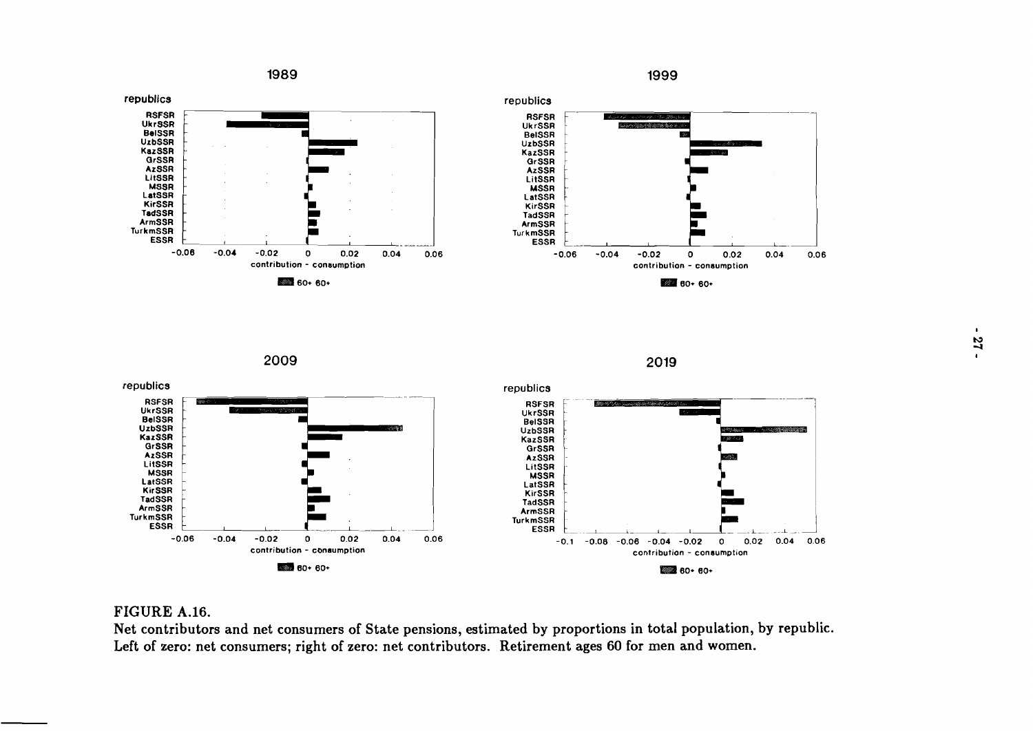1989

republics

RSFSR
UkrSSR
BelSSR
UzbSSR
KazSSR
GrSSR
AzSSR
LitSSR
MSSR
LatSSR
KirSSR
TadSSR
ArmSSR
TurkmSSR
ESSR

-0.06 -0.04 -0.02 0 0.02 0.04 0.06

contribution - consumption

60+ 60+

1999

republics

RSFSR
UkrSSR
BelSSR
UzbSSR
KazSSR
GrSSR
AzSSR
LitSSR
MSSR
LatSSR
KirSSR
TadSSR
ArmSSR
TurkmSSR
ESSR

-0.06 -0.04 -0.02 0 0.02 0.04 0.06

contribution - consumption

60+ 60+

2009

republics

RSFSR
UkrSSR
BelSSR
UzbSSR
KazSSR
GrSSR
AzSSR
LitSSR
MSSR
LatSSR
KirSSR
TadSSR
ArmSSR
TurkmSSR
ESSR

-0.06 -0.04 -0.02 0 0.02 0.04 0.06

contribution - consumption

60+ 60+

2019

republics

RSFSR
UkrSSR
BelSSR
UzbSSR
KazSSR
GrSSR
AzSSR
LitSSR
MSSR
LatSSR
KirSSR
TadSSR
ArmSSR
TurkmSSR
ESSR

-0.1 -0.08 -0.06 -0.04 -0.02 0 0.02 0.04 0.06

contribution - consumption

60+ 60+

FIGURE A.16.
Net contributors and net consumers of State pensions, estimated by proportions in total population, by republic. Left of zero: net consumers; right of zero: net contributors. Retirement ages 60 for men and women.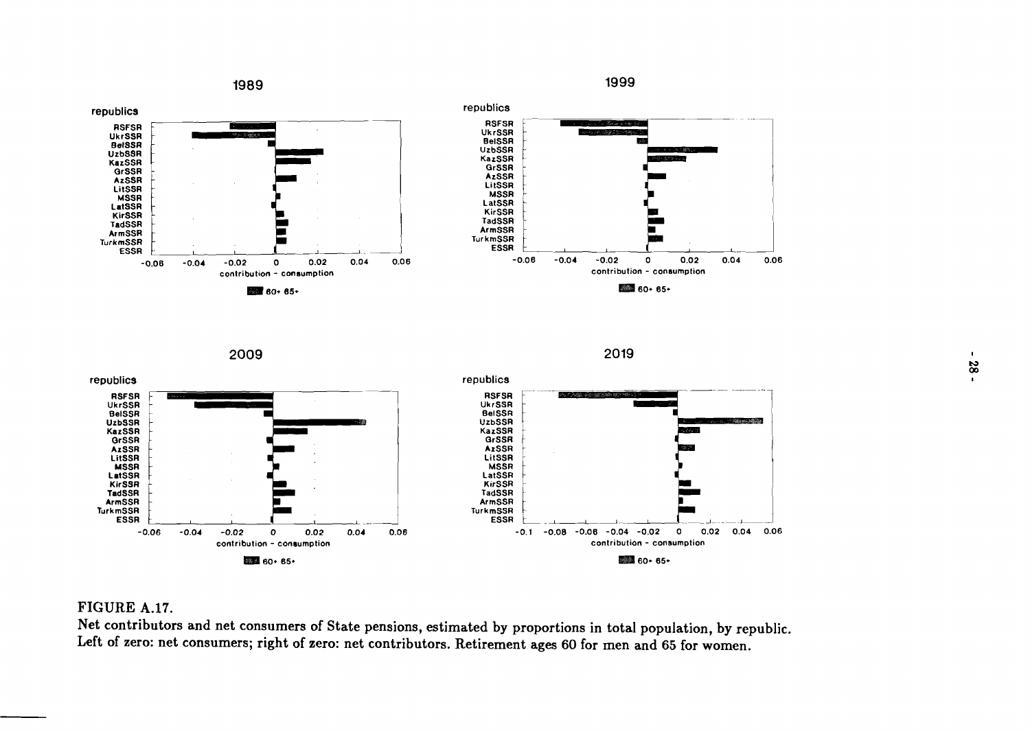1989

republics

RSFSR
UkrSSR
BelSSR
UzbSSR
KazSSR
GrSSR
AzSSR
LitSSR
MSSR
LatSSR
KirSSR
TadSSR
ArmSSR
TurkmSSR
ESSR

-0.06 -0.04 -0.02 0 0.02 0.04 0.06

contribution - consumption

60+ 65+

1999

republics

RSFSR
UkrSSR
BelSSR
UzbSSR
KazSSR
GrSSR
AzSSR
LitSSR
MSSR
LatSSR
KirSSR
TadSSR
ArmSSR
TurkmSSR
ESSR

-0.06 -0.04 -0.02 0 0.02 0.04 0.06

contribution - consumption

60+ 65+

2009

republics

RSFSR
UkrSSR
BelSSR
UzbSSR
KazSSR
GrSSR
AzSSR
LitSSR
MSSR
LatSSR
KirSSR
TadSSR
ArmSSR
TurkmSSR
ESSR

-0.06 -0.04 -0.02 0 0.02 0.04 0.06

contribution - consumption

60+ 65+

2019

republics

RSFSR
UkrSSR
BelSSR
UzbSSR
KazSSR
GrSSR
AzSSR
LitSSR
MSSR
LatSSR
KirSSR
TadSSR
ArmSSR
TurkmSSR
ESSR

-0.1 -0.08 -0.06 -0.04 -0.02 0 0.02 0.04 0.06

contribution - consumption

60+ 65+

FIGURE A.17.

Net contributors and net consumers of State pensions, estimated by proportions in total population, by republic. Left of zero: net consumers; right of zero: net contributors. Retirement ages 60 for men and 65 for women.